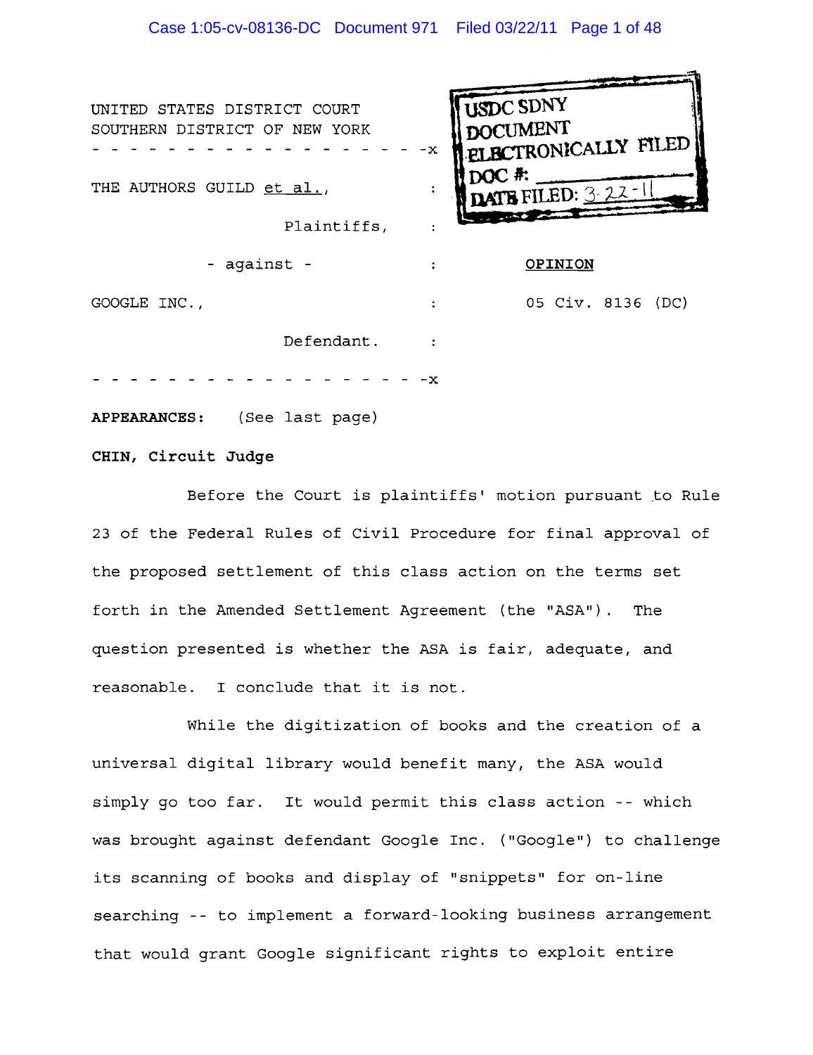UNITED STATES DISTRICT COURT
SOUTHERN DISTRICT OF NEW YORK

- - - - - - - - - - - - - - - - - - -x

THE AUTHORS GUILD et al.,

Plaintiffs,

- against -

GOOGLE INC.,

Defendant.

- - - - - - - - - - - - - - - - - - -x

USDC SDNY
DOCUMENT
ELECTRONICALLY FILED
DOC #:
DATE FILED: 3-22-11

**OPINION**

05 Civ. 8136 (DC)

**APPEARANCES:** (See last page)

**CHIN, Circuit Judge**

Before the Court is plaintiffs' motion pursuant to Rule 23 of the Federal Rules of Civil Procedure for final approval of the proposed settlement of this class action on the terms set forth in the Amended Settlement Agreement (the "ASA"). The question presented is whether the ASA is fair, adequate, and reasonable. I conclude that it is not.

While the digitization of books and the creation of a universal digital library would benefit many, the ASA would simply go too far. It would permit this class action -- which was brought against defendant Google Inc. ("Google") to challenge its scanning of books and display of "snippets" for on-line searching -- to implement a forward-looking business arrangement that would grant Google significant rights to exploit entire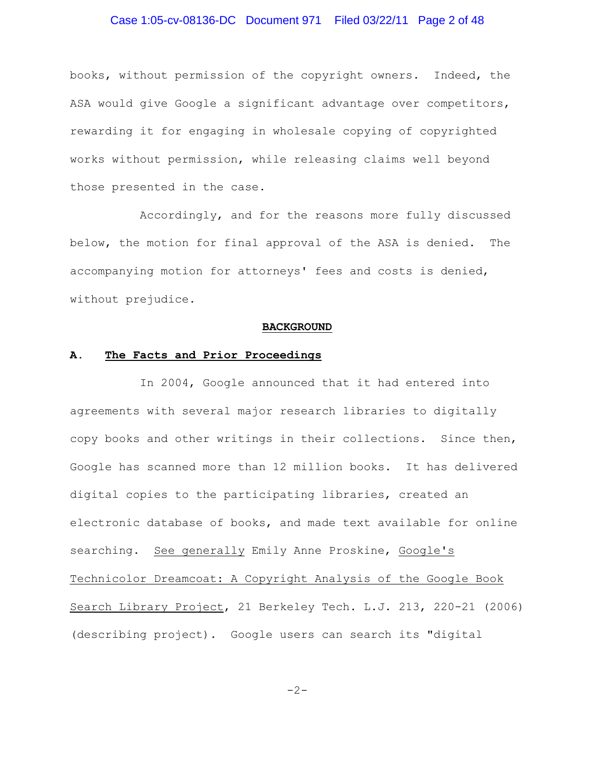books, without permission of the copyright owners. Indeed, the ASA would give Google a significant advantage over competitors, rewarding it for engaging in wholesale copying of copyrighted works without permission, while releasing claims well beyond those presented in the case.

Accordingly, and for the reasons more fully discussed below, the motion for final approval of the ASA is denied. The accompanying motion for attorneys' fees and costs is denied, without prejudice.

## BACKGROUND

### A. The Facts and Prior Proceedings

In 2004, Google announced that it had entered into agreements with several major research libraries to digitally copy books and other writings in their collections. Since then, Google has scanned more than 12 million books. It has delivered digital copies to the participating libraries, created an electronic database of books, and made text available for online searching. See generally Emily Anne Proskine, Google's Technicolor Dreamcoat: A Copyright Analysis of the Google Book Search Library Project, 21 Berkeley Tech. L.J. 213, 220-21 (2006) (describing project). Google users can search its "digital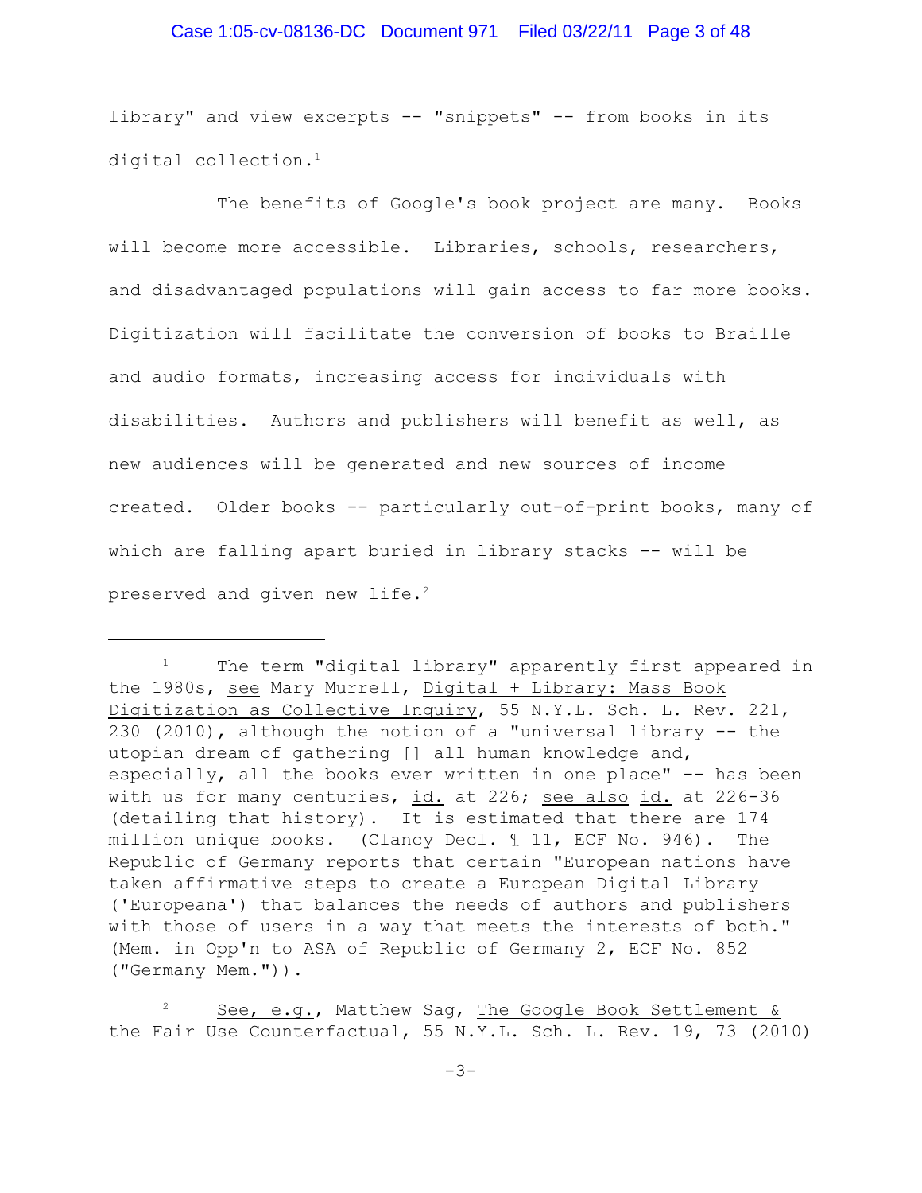library" and view excerpts -- "snippets" -- from books in its digital collection.[1]

The benefits of Google's book project are many. Books will become more accessible. Libraries, schools, researchers, and disadvantaged populations will gain access to far more books. Digitization will facilitate the conversion of books to Braille and audio formats, increasing access for individuals with disabilities. Authors and publishers will benefit as well, as new audiences will be generated and new sources of income created. Older books -- particularly out-of-print books, many of which are falling apart buried in library stacks -- will be preserved and given new life.[2]

---

[1] The term "digital library" apparently first appeared in the 1980s, see Mary Murrell, Digital + Library: Mass Book Digitization as Collective Inquiry, 55 N.Y.L. Sch. L. Rev. 221, 230 (2010), although the notion of a "universal library -- the utopian dream of gathering [] all human knowledge and, especially, all the books ever written in one place" -- has been with us for many centuries, id. at 226; see also id. at 226-36 (detailing that history). It is estimated that there are 174 million unique books. (Clancy Decl. ¶ 11, ECF No. 946). The Republic of Germany reports that certain "European nations have taken affirmative steps to create a European Digital Library ('Europeana') that balances the needs of authors and publishers with those of users in a way that meets the interests of both." (Mem. in Opp'n to ASA of Republic of Germany 2, ECF No. 852 ("Germany Mem.")).

[2] See, e.g., Matthew Sag, The Google Book Settlement & the Fair Use Counterfactual, 55 N.Y.L. Sch. L. Rev. 19, 73 (2010)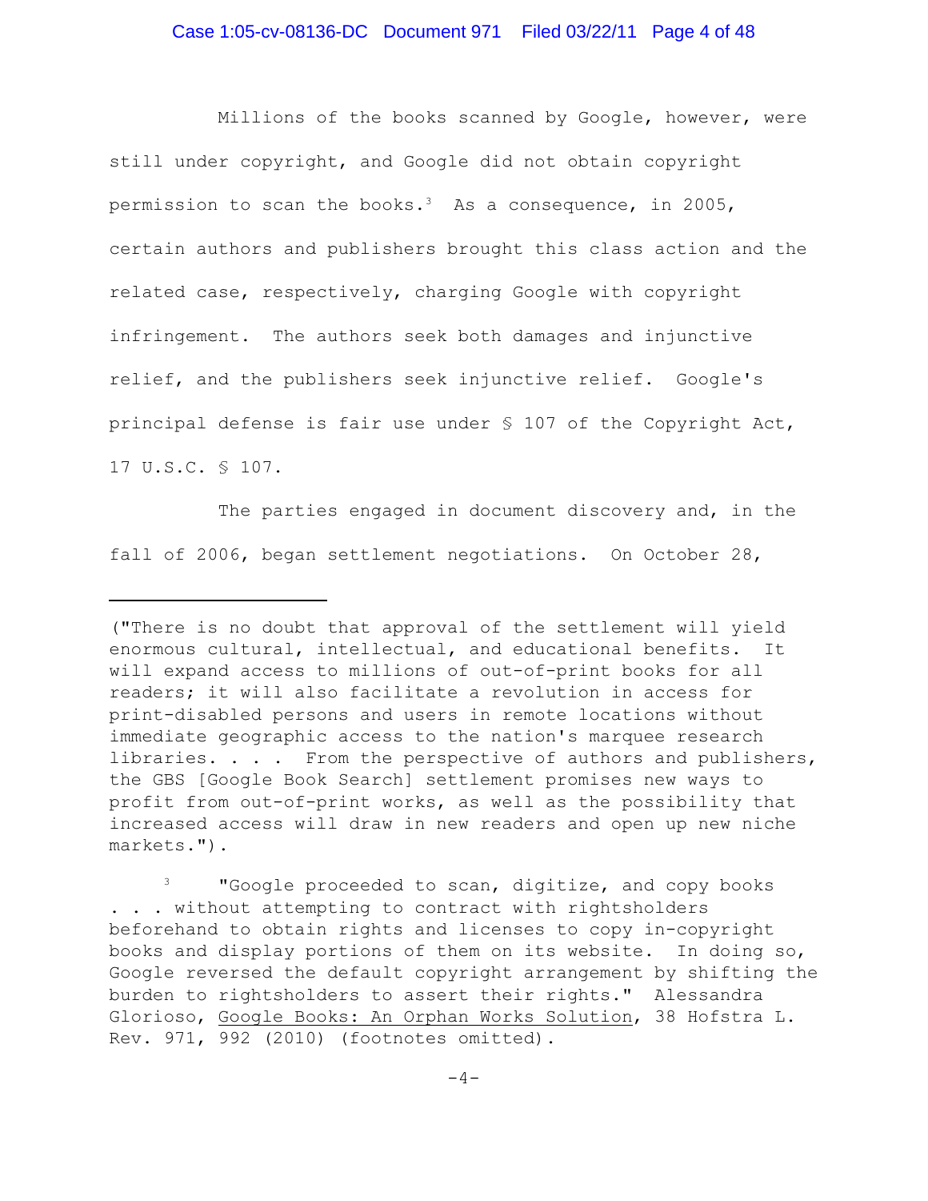Millions of the books scanned by Google, however, were still under copyright, and Google did not obtain copyright permission to scan the books.[3] As a consequence, in 2005, certain authors and publishers brought this class action and the related case, respectively, charging Google with copyright infringement. The authors seek both damages and injunctive relief, and the publishers seek injunctive relief. Google's principal defense is fair use under § 107 of the Copyright Act, 17 U.S.C. § 107.

The parties engaged in document discovery and, in the fall of 2006, began settlement negotiations. On October 28,

---

("There is no doubt that approval of the settlement will yield enormous cultural, intellectual, and educational benefits. It will expand access to millions of out-of-print books for all readers; it will also facilitate a revolution in access for print-disabled persons and users in remote locations without immediate geographic access to the nation's marquee research libraries. . . . From the perspective of authors and publishers, the GBS [Google Book Search] settlement promises new ways to profit from out-of-print works, as well as the possibility that increased access will draw in new readers and open up new niche markets.").

[3] "Google proceeded to scan, digitize, and copy books . . . without attempting to contract with rightsholders beforehand to obtain rights and licenses to copy in-copyright books and display portions of them on its website. In doing so, Google reversed the default copyright arrangement by shifting the burden to rightsholders to assert their rights." Alessandra Glorioso, Google Books: An Orphan Works Solution, 38 Hofstra L. Rev. 971, 992 (2010) (footnotes omitted).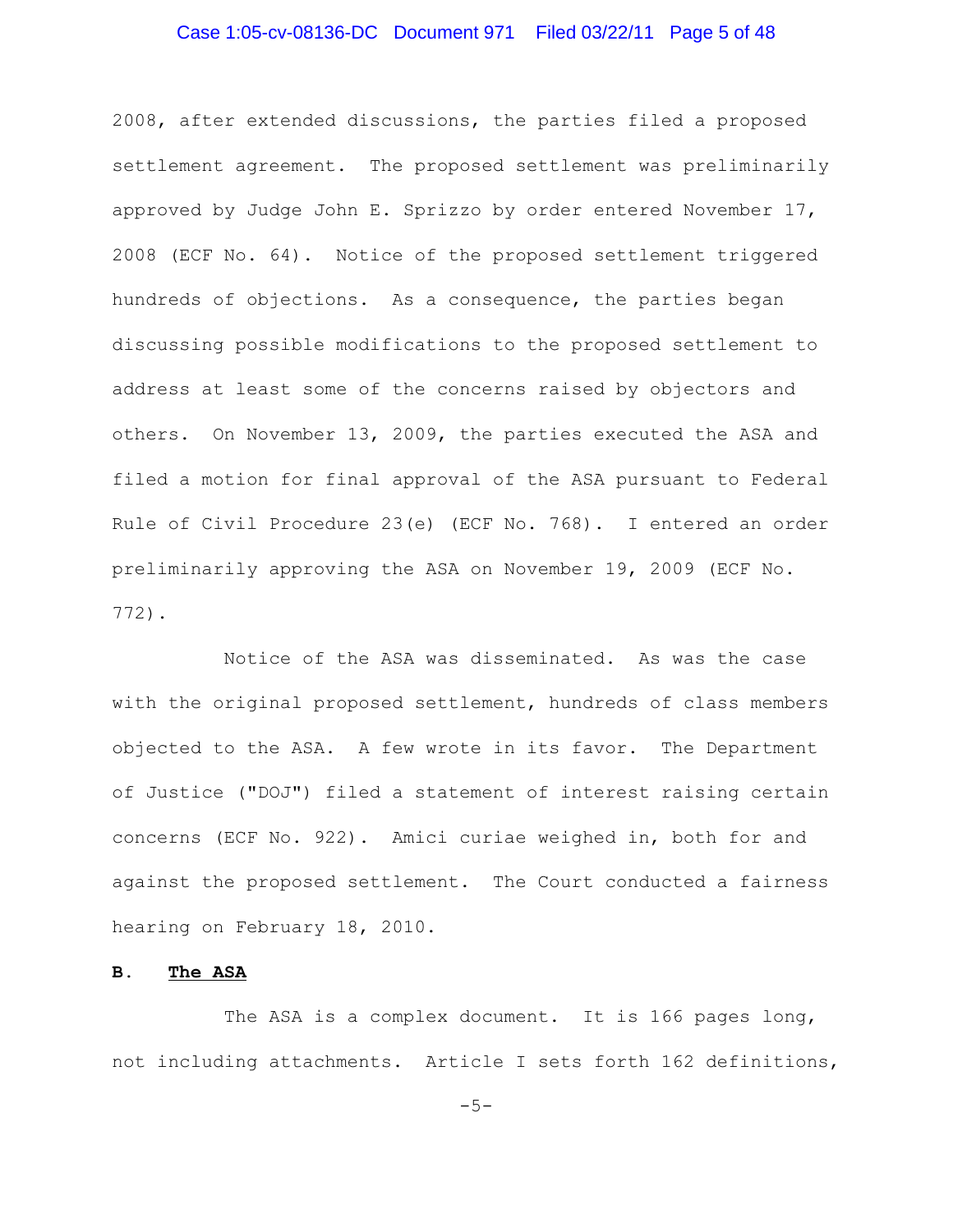2008, after extended discussions, the parties filed a proposed settlement agreement. The proposed settlement was preliminarily approved by Judge John E. Sprizzo by order entered November 17, 2008 (ECF No. 64). Notice of the proposed settlement triggered hundreds of objections. As a consequence, the parties began discussing possible modifications to the proposed settlement to address at least some of the concerns raised by objectors and others. On November 13, 2009, the parties executed the ASA and filed a motion for final approval of the ASA pursuant to Federal Rule of Civil Procedure 23(e) (ECF No. 768). I entered an order preliminarily approving the ASA on November 19, 2009 (ECF No. 772).

Notice of the ASA was disseminated. As was the case with the original proposed settlement, hundreds of class members objected to the ASA. A few wrote in its favor. The Department of Justice ("DOJ") filed a statement of interest raising certain concerns (ECF No. 922). Amici curiae weighed in, both for and against the proposed settlement. The Court conducted a fairness hearing on February 18, 2010.

**B. The ASA**

The ASA is a complex document. It is 166 pages long, not including attachments. Article I sets forth 162 definitions,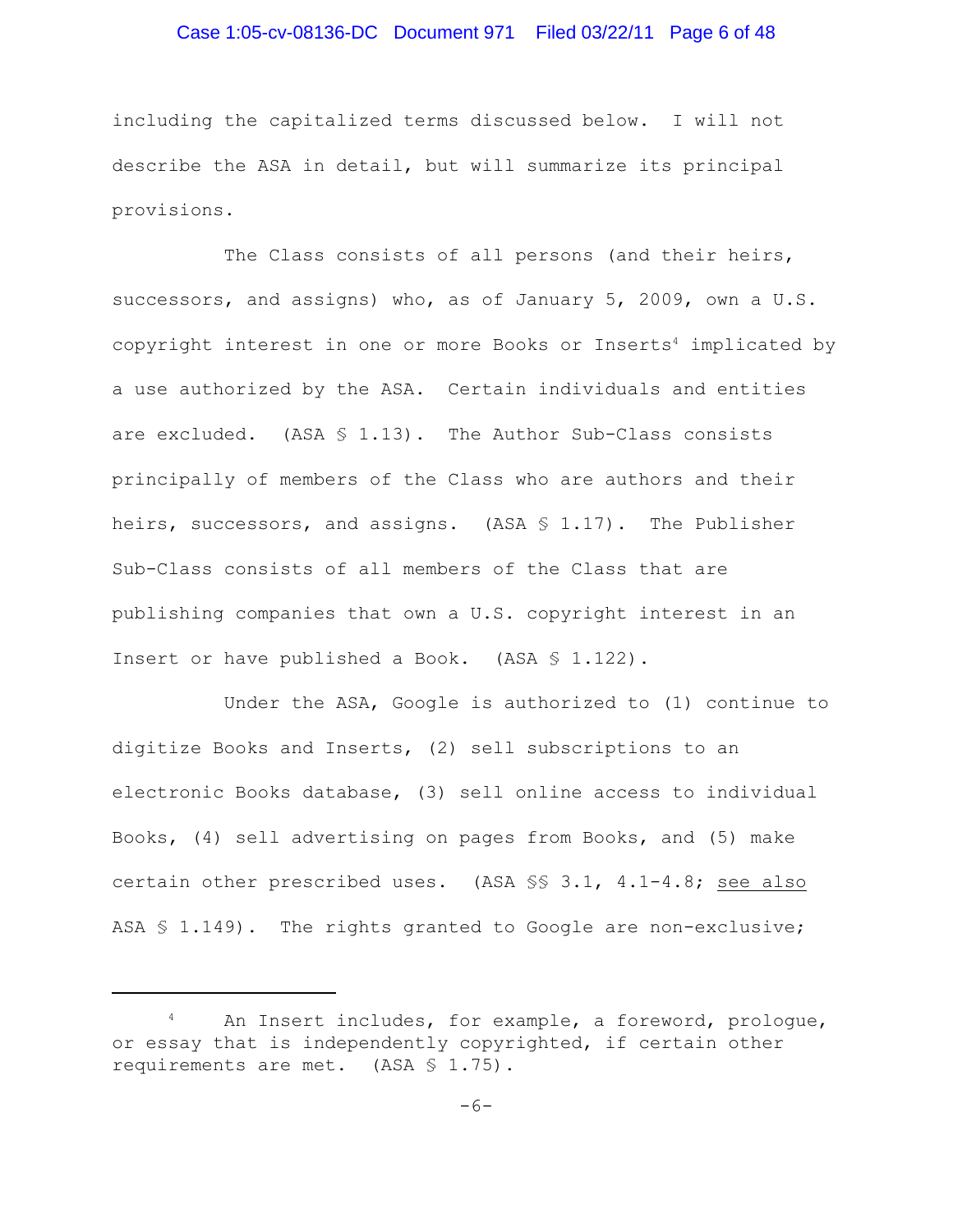including the capitalized terms discussed below. I will not describe the ASA in detail, but will summarize its principal provisions.

The Class consists of all persons (and their heirs, successors, and assigns) who, as of January 5, 2009, own a U.S. copyright interest in one or more Books or Inserts[4] implicated by a use authorized by the ASA. Certain individuals and entities are excluded. (ASA § 1.13). The Author Sub-Class consists principally of members of the Class who are authors and their heirs, successors, and assigns. (ASA § 1.17). The Publisher Sub-Class consists of all members of the Class that are publishing companies that own a U.S. copyright interest in an Insert or have published a Book. (ASA § 1.122).

Under the ASA, Google is authorized to (1) continue to digitize Books and Inserts, (2) sell subscriptions to an electronic Books database, (3) sell online access to individual Books, (4) sell advertising on pages from Books, and (5) make certain other prescribed uses. (ASA §§ 3.1, 4.1-4.8; see also ASA § 1.149). The rights granted to Google are non-exclusive;

---

[4] An Insert includes, for example, a foreword, prologue, or essay that is independently copyrighted, if certain other requirements are met. (ASA § 1.75).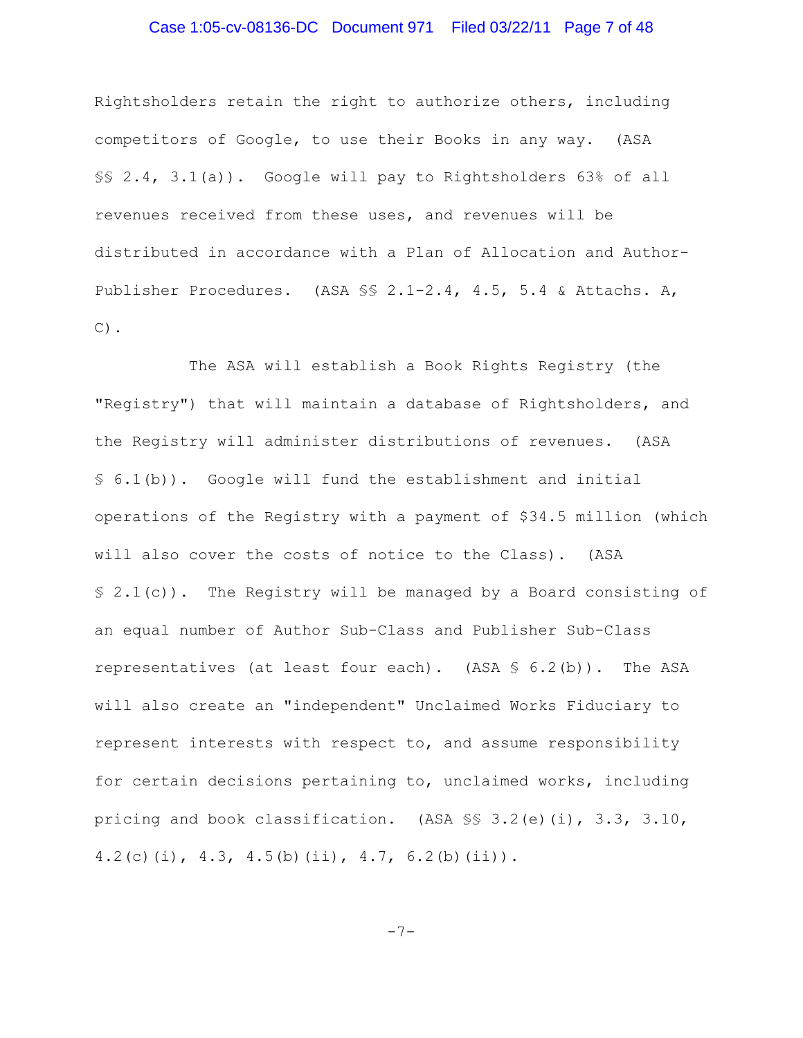Rightsholders retain the right to authorize others, including competitors of Google, to use their Books in any way. (ASA §§ 2.4, 3.1(a)). Google will pay to Rightsholders 63% of all revenues received from these uses, and revenues will be distributed in accordance with a Plan of Allocation and Author-Publisher Procedures. (ASA §§ 2.1-2.4, 4.5, 5.4 & Attachs. A, C).

The ASA will establish a Book Rights Registry (the "Registry") that will maintain a database of Rightsholders, and the Registry will administer distributions of revenues. (ASA § 6.1(b)). Google will fund the establishment and initial operations of the Registry with a payment of $34.5 million (which will also cover the costs of notice to the Class). (ASA § 2.1(c)). The Registry will be managed by a Board consisting of an equal number of Author Sub-Class and Publisher Sub-Class representatives (at least four each). (ASA § 6.2(b)). The ASA will also create an "independent" Unclaimed Works Fiduciary to represent interests with respect to, and assume responsibility for certain decisions pertaining to, unclaimed works, including pricing and book classification. (ASA §§ 3.2(e)(i), 3.3, 3.10, 4.2(c)(i), 4.3, 4.5(b)(ii), 4.7, 6.2(b)(ii)).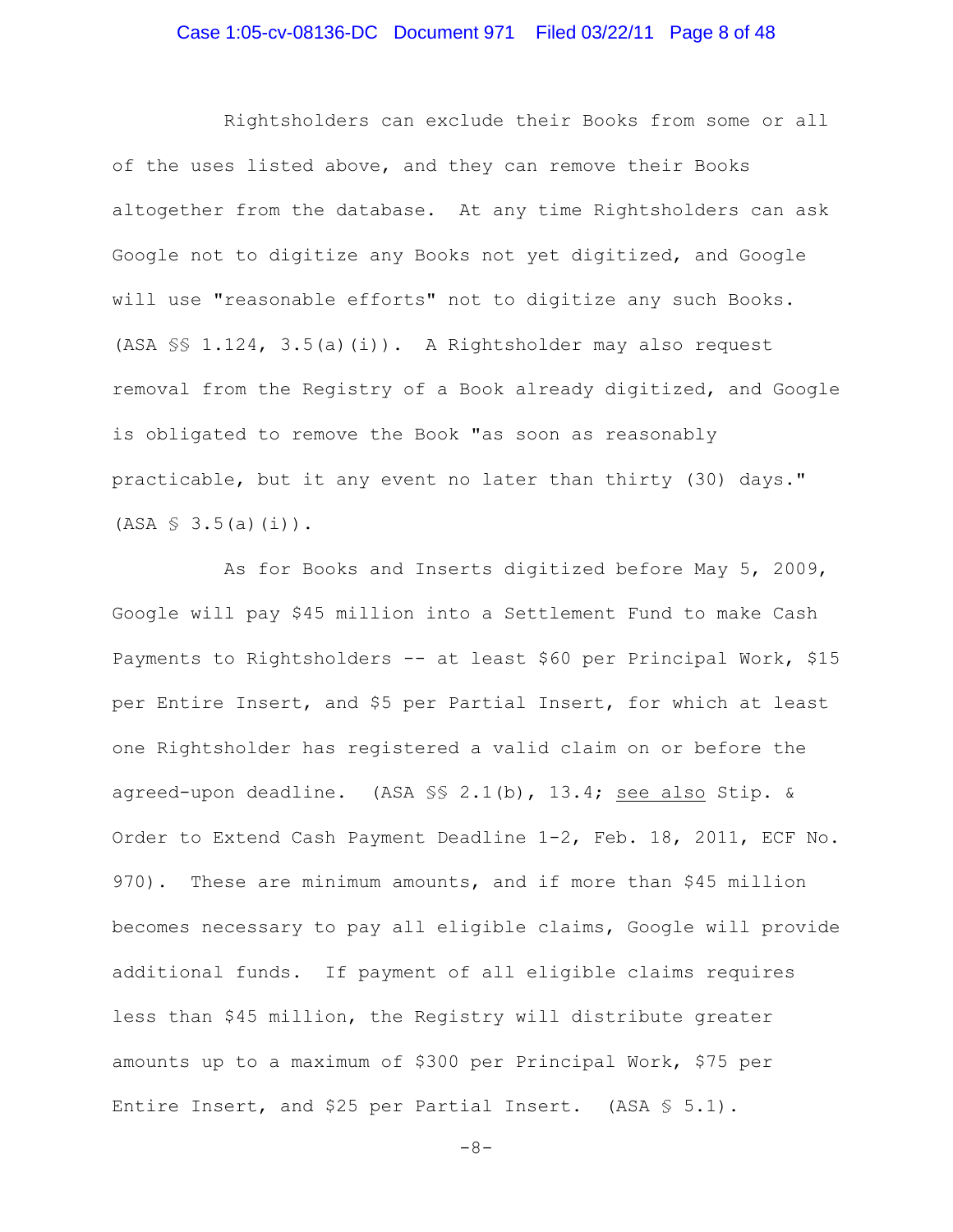Rightsholders can exclude their Books from some or all of the uses listed above, and they can remove their Books altogether from the database. At any time Rightsholders can ask Google not to digitize any Books not yet digitized, and Google will use "reasonable efforts" not to digitize any such Books. (ASA §§ 1.124, 3.5(a)(i)). A Rightsholder may also request removal from the Registry of a Book already digitized, and Google is obligated to remove the Book "as soon as reasonably practicable, but it any event no later than thirty (30) days." (ASA § 3.5(a)(i)).

As for Books and Inserts digitized before May 5, 2009, Google will pay $45 million into a Settlement Fund to make Cash Payments to Rightsholders -- at least $60 per Principal Work, $15 per Entire Insert, and $5 per Partial Insert, for which at least one Rightsholder has registered a valid claim on or before the agreed-upon deadline. (ASA §§ 2.1(b), 13.4; see also Stip. & Order to Extend Cash Payment Deadline 1-2, Feb. 18, 2011, ECF No. 970). These are minimum amounts, and if more than $45 million becomes necessary to pay all eligible claims, Google will provide additional funds. If payment of all eligible claims requires less than $45 million, the Registry will distribute greater amounts up to a maximum of $300 per Principal Work, $75 per Entire Insert, and $25 per Partial Insert. (ASA § 5.1).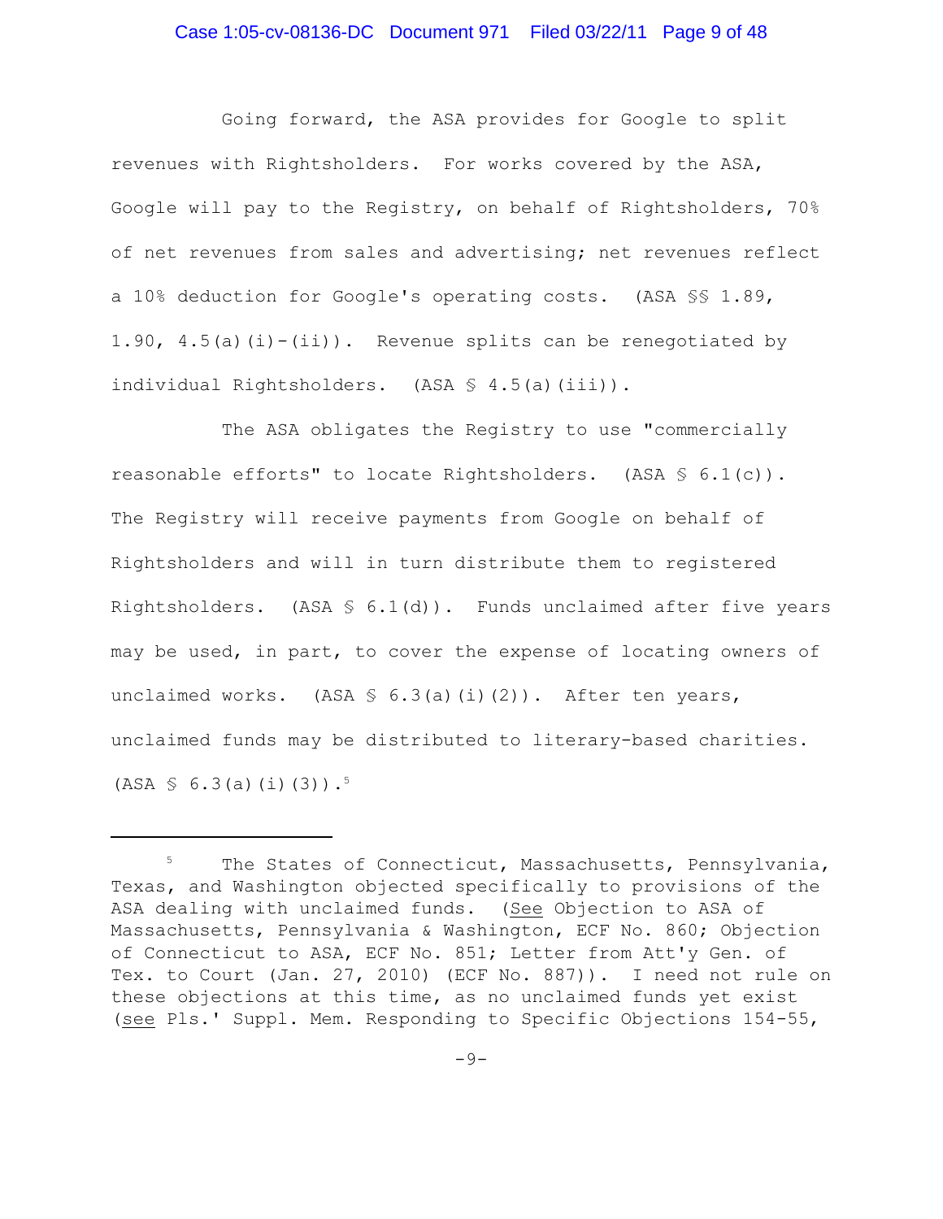Going forward, the ASA provides for Google to split revenues with Rightsholders. For works covered by the ASA, Google will pay to the Registry, on behalf of Rightsholders, 70% of net revenues from sales and advertising; net revenues reflect a 10% deduction for Google's operating costs. (ASA §§ 1.89, 1.90, 4.5(a)(i)-(ii)). Revenue splits can be renegotiated by individual Rightsholders. (ASA § 4.5(a)(iii)).

The ASA obligates the Registry to use "commercially reasonable efforts" to locate Rightsholders. (ASA § 6.1(c)). The Registry will receive payments from Google on behalf of Rightsholders and will in turn distribute them to registered Rightsholders. (ASA § 6.1(d)). Funds unclaimed after five years may be used, in part, to cover the expense of locating owners of unclaimed works. (ASA § 6.3(a)(i)(2)). After ten years, unclaimed funds may be distributed to literary-based charities. (ASA § 6.3(a)(i)(3)).[5]

---

[5] The States of Connecticut, Massachusetts, Pennsylvania, Texas, and Washington objected specifically to provisions of the ASA dealing with unclaimed funds. (*See* Objection to ASA of Massachusetts, Pennsylvania & Washington, ECF No. 860; Objection of Connecticut to ASA, ECF No. 851; Letter from Att'y Gen. of Tex. to Court (Jan. 27, 2010) (ECF No. 887)). I need not rule on these objections at this time, as no unclaimed funds yet exist (*see* Pls.' Suppl. Mem. Responding to Specific Objections 154-55,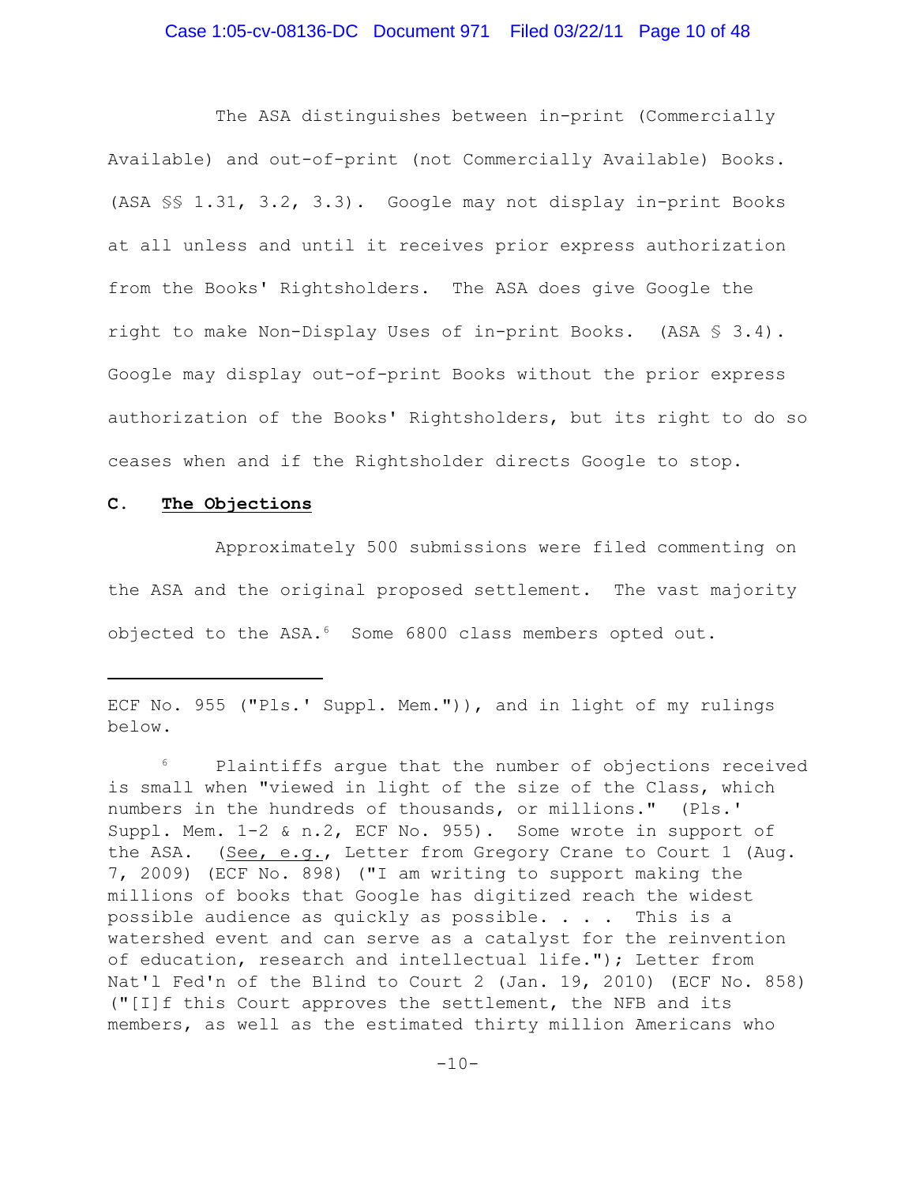The ASA distinguishes between in-print (Commercially Available) and out-of-print (not Commercially Available) Books. (ASA §§ 1.31, 3.2, 3.3). Google may not display in-print Books at all unless and until it receives prior express authorization from the Books' Rightsholders. The ASA does give Google the right to make Non-Display Uses of in-print Books. (ASA § 3.4). Google may display out-of-print Books without the prior express authorization of the Books' Rightsholders, but its right to do so ceases when and if the Rightsholder directs Google to stop.

**C. The Objections**

Approximately 500 submissions were filed commenting on the ASA and the original proposed settlement. The vast majority objected to the ASA.[6] Some 6800 class members opted out.

---

ECF No. 955 ("Pls.' Suppl. Mem.")), and in light of my rulings below.

[6] Plaintiffs argue that the number of objections received is small when "viewed in light of the size of the Class, which numbers in the hundreds of thousands, or millions." (Pls.' Suppl. Mem. 1-2 & n.2, ECF No. 955). Some wrote in support of the ASA. (See, e.g., Letter from Gregory Crane to Court 1 (Aug. 7, 2009) (ECF No. 898) ("I am writing to support making the millions of books that Google has digitized reach the widest possible audience as quickly as possible. . . . This is a watershed event and can serve as a catalyst for the reinvention of education, research and intellectual life."); Letter from Nat'l Fed'n of the Blind to Court 2 (Jan. 19, 2010) (ECF No. 858) ("[I]f this Court approves the settlement, the NFB and its members, as well as the estimated thirty million Americans who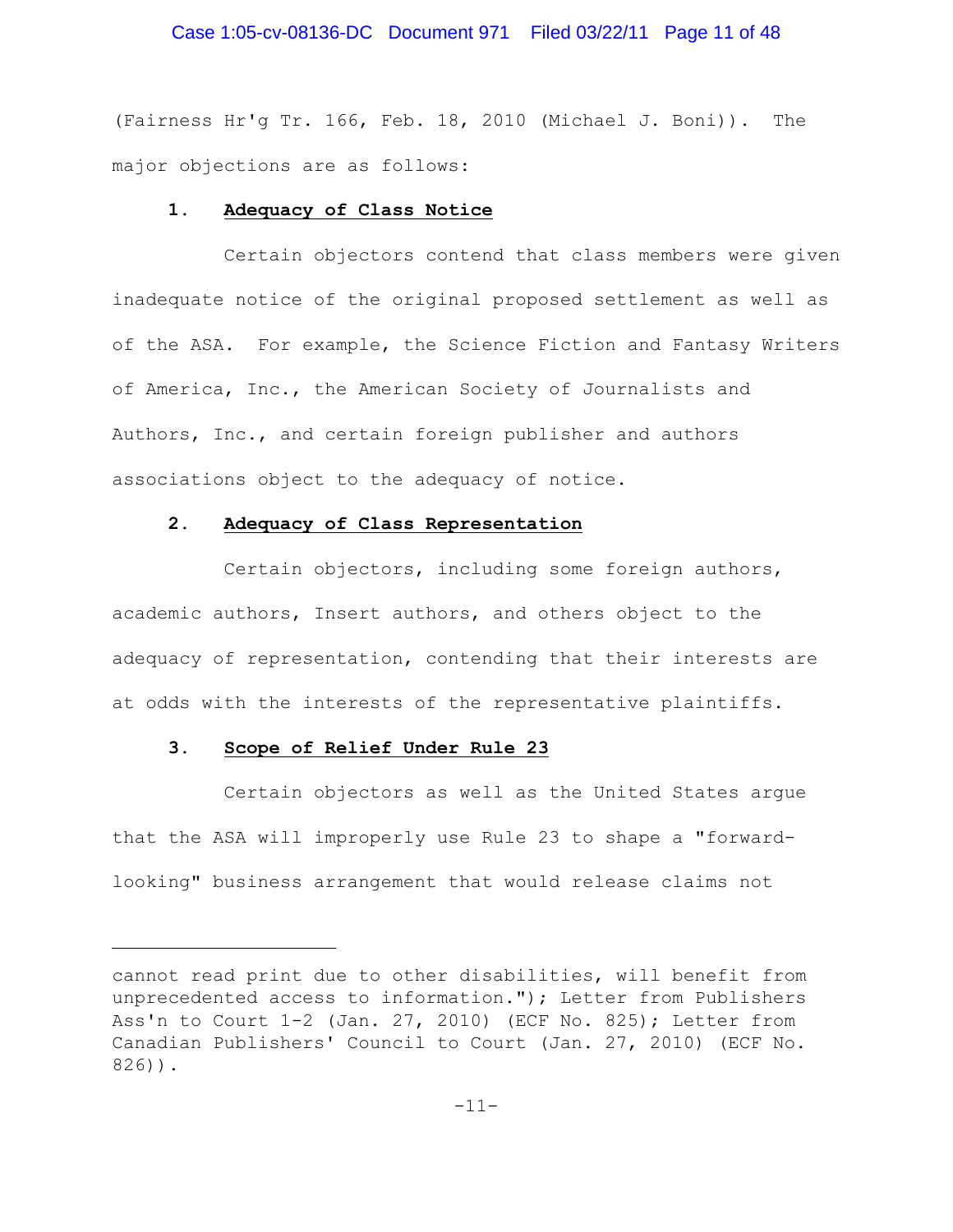(Fairness Hr'g Tr. 166, Feb. 18, 2010 (Michael J. Boni)). The major objections are as follows:

**1. Adequacy of Class Notice**

Certain objectors contend that class members were given inadequate notice of the original proposed settlement as well as of the ASA. For example, the Science Fiction and Fantasy Writers of America, Inc., the American Society of Journalists and Authors, Inc., and certain foreign publisher and authors associations object to the adequacy of notice.

**2. Adequacy of Class Representation**

Certain objectors, including some foreign authors, academic authors, Insert authors, and others object to the adequacy of representation, contending that their interests are at odds with the interests of the representative plaintiffs.

**3. Scope of Relief Under Rule 23**

Certain objectors as well as the United States argue that the ASA will improperly use Rule 23 to shape a "forward-looking" business arrangement that would release claims not

---

cannot read print due to other disabilities, will benefit from unprecedented access to information."); Letter from Publishers Ass'n to Court 1-2 (Jan. 27, 2010) (ECF No. 825); Letter from Canadian Publishers' Council to Court (Jan. 27, 2010) (ECF No. 826)).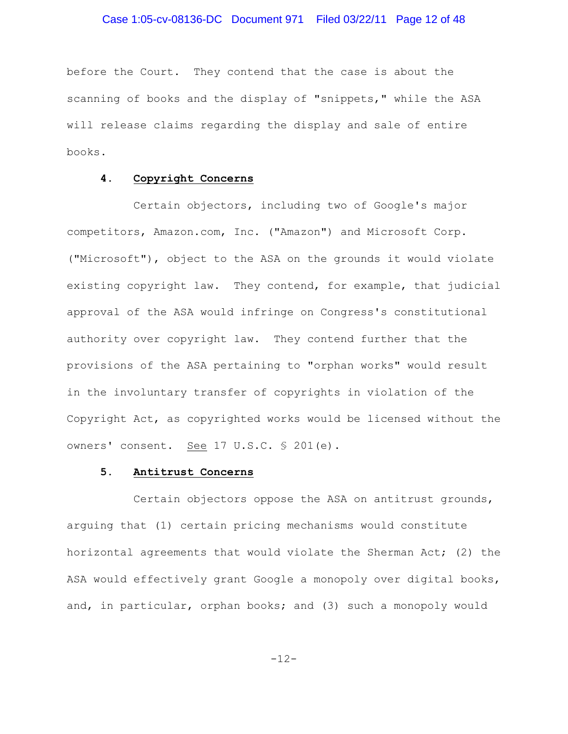before the Court. They contend that the case is about the scanning of books and the display of "snippets," while the ASA will release claims regarding the display and sale of entire books.

### 4. Copyright Concerns

Certain objectors, including two of Google's major competitors, Amazon.com, Inc. ("Amazon") and Microsoft Corp. ("Microsoft"), object to the ASA on the grounds it would violate existing copyright law. They contend, for example, that judicial approval of the ASA would infringe on Congress's constitutional authority over copyright law. They contend further that the provisions of the ASA pertaining to "orphan works" would result in the involuntary transfer of copyrights in violation of the Copyright Act, as copyrighted works would be licensed without the owners' consent. See 17 U.S.C. § 201(e).

### 5. Antitrust Concerns

Certain objectors oppose the ASA on antitrust grounds, arguing that (1) certain pricing mechanisms would constitute horizontal agreements that would violate the Sherman Act; (2) the ASA would effectively grant Google a monopoly over digital books, and, in particular, orphan books; and (3) such a monopoly would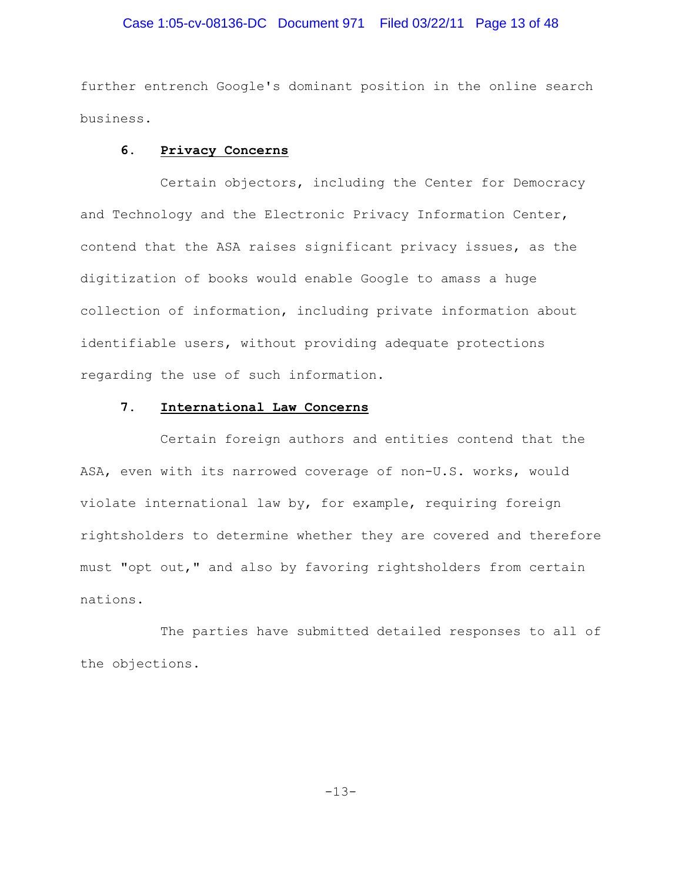further entrench Google's dominant position in the online search business.

### 6. **Privacy Concerns**

Certain objectors, including the Center for Democracy and Technology and the Electronic Privacy Information Center, contend that the ASA raises significant privacy issues, as the digitization of books would enable Google to amass a huge collection of information, including private information about identifiable users, without providing adequate protections regarding the use of such information.

### 7. **International Law Concerns**

Certain foreign authors and entities contend that the ASA, even with its narrowed coverage of non-U.S. works, would violate international law by, for example, requiring foreign rightsholders to determine whether they are covered and therefore must "opt out," and also by favoring rightsholders from certain nations.

The parties have submitted detailed responses to all of the objections.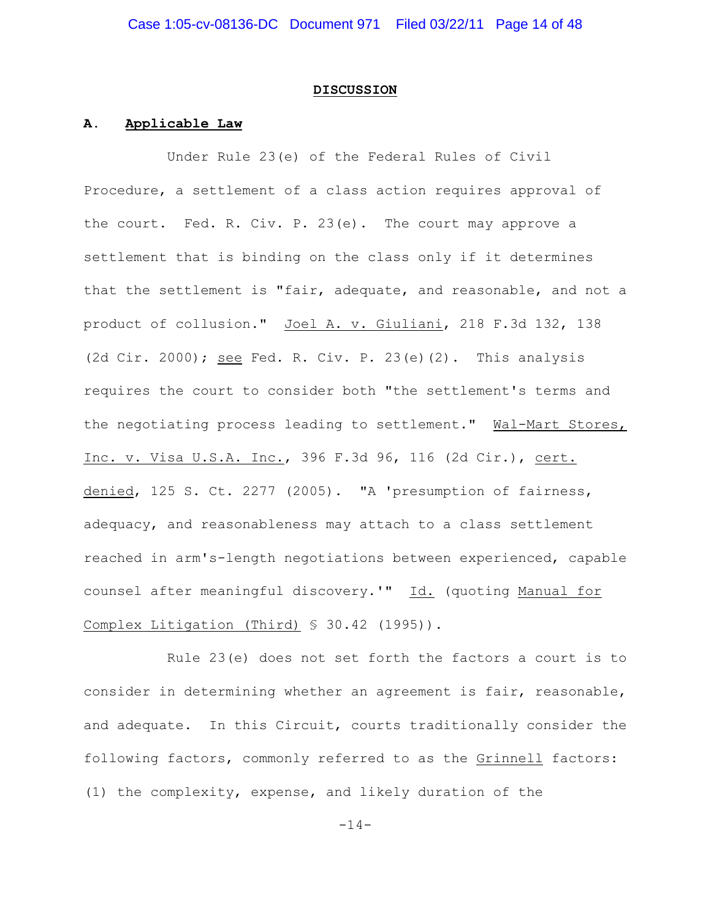## DISCUSSION

### A. Applicable Law

Under Rule 23(e) of the Federal Rules of Civil Procedure, a settlement of a class action requires approval of the court. Fed. R. Civ. P. 23(e). The court may approve a settlement that is binding on the class only if it determines that the settlement is "fair, adequate, and reasonable, and not a product of collusion." Joel A. v. Giuliani, 218 F.3d 132, 138 (2d Cir. 2000); see Fed. R. Civ. P. 23(e)(2). This analysis requires the court to consider both "the settlement's terms and the negotiating process leading to settlement." Wal-Mart Stores, Inc. v. Visa U.S.A. Inc., 396 F.3d 96, 116 (2d Cir.), cert. denied, 125 S. Ct. 2277 (2005). "A 'presumption of fairness, adequacy, and reasonableness may attach to a class settlement reached in arm's-length negotiations between experienced, capable counsel after meaningful discovery.'" Id. (quoting Manual for Complex Litigation (Third) § 30.42 (1995)).

Rule 23(e) does not set forth the factors a court is to consider in determining whether an agreement is fair, reasonable, and adequate. In this Circuit, courts traditionally consider the following factors, commonly referred to as the Grinnell factors: (1) the complexity, expense, and likely duration of the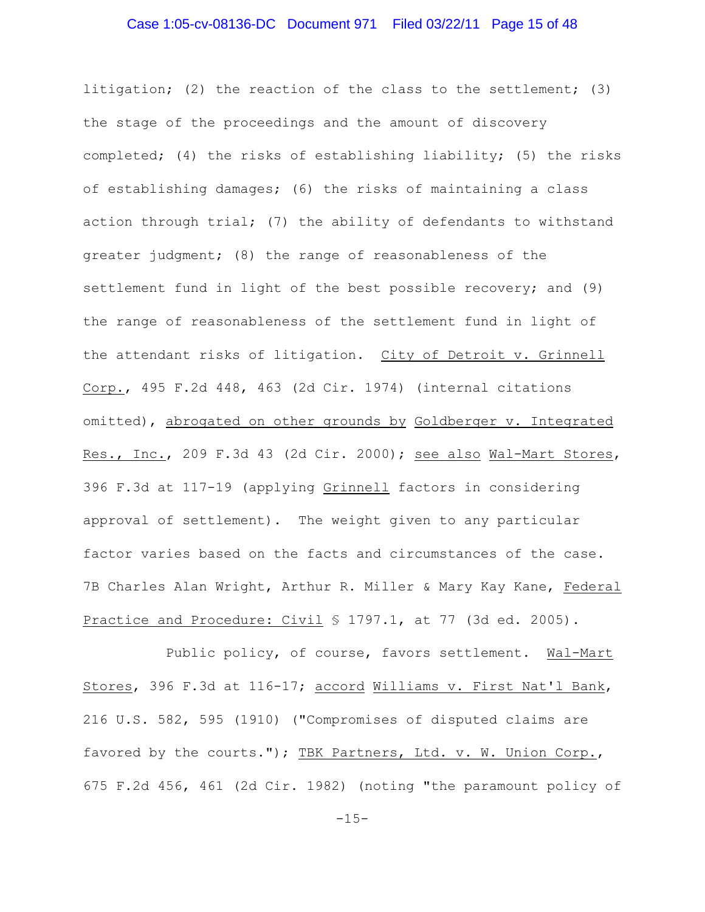litigation; (2) the reaction of the class to the settlement; (3) the stage of the proceedings and the amount of discovery completed; (4) the risks of establishing liability; (5) the risks of establishing damages; (6) the risks of maintaining a class action through trial; (7) the ability of defendants to withstand greater judgment; (8) the range of reasonableness of the settlement fund in light of the best possible recovery; and (9) the range of reasonableness of the settlement fund in light of the attendant risks of litigation. City of Detroit v. Grinnell Corp., 495 F.2d 448, 463 (2d Cir. 1974) (internal citations omitted), abrogated on other grounds by Goldberger v. Integrated Res., Inc., 209 F.3d 43 (2d Cir. 2000); see also Wal-Mart Stores, 396 F.3d at 117-19 (applying Grinnell factors in considering approval of settlement). The weight given to any particular factor varies based on the facts and circumstances of the case. 7B Charles Alan Wright, Arthur R. Miller & Mary Kay Kane, Federal Practice and Procedure: Civil § 1797.1, at 77 (3d ed. 2005).

Public policy, of course, favors settlement. Wal-Mart Stores, 396 F.3d at 116-17; accord Williams v. First Nat'l Bank, 216 U.S. 582, 595 (1910) ("Compromises of disputed claims are favored by the courts."); TBK Partners, Ltd. v. W. Union Corp., 675 F.2d 456, 461 (2d Cir. 1982) (noting "the paramount policy of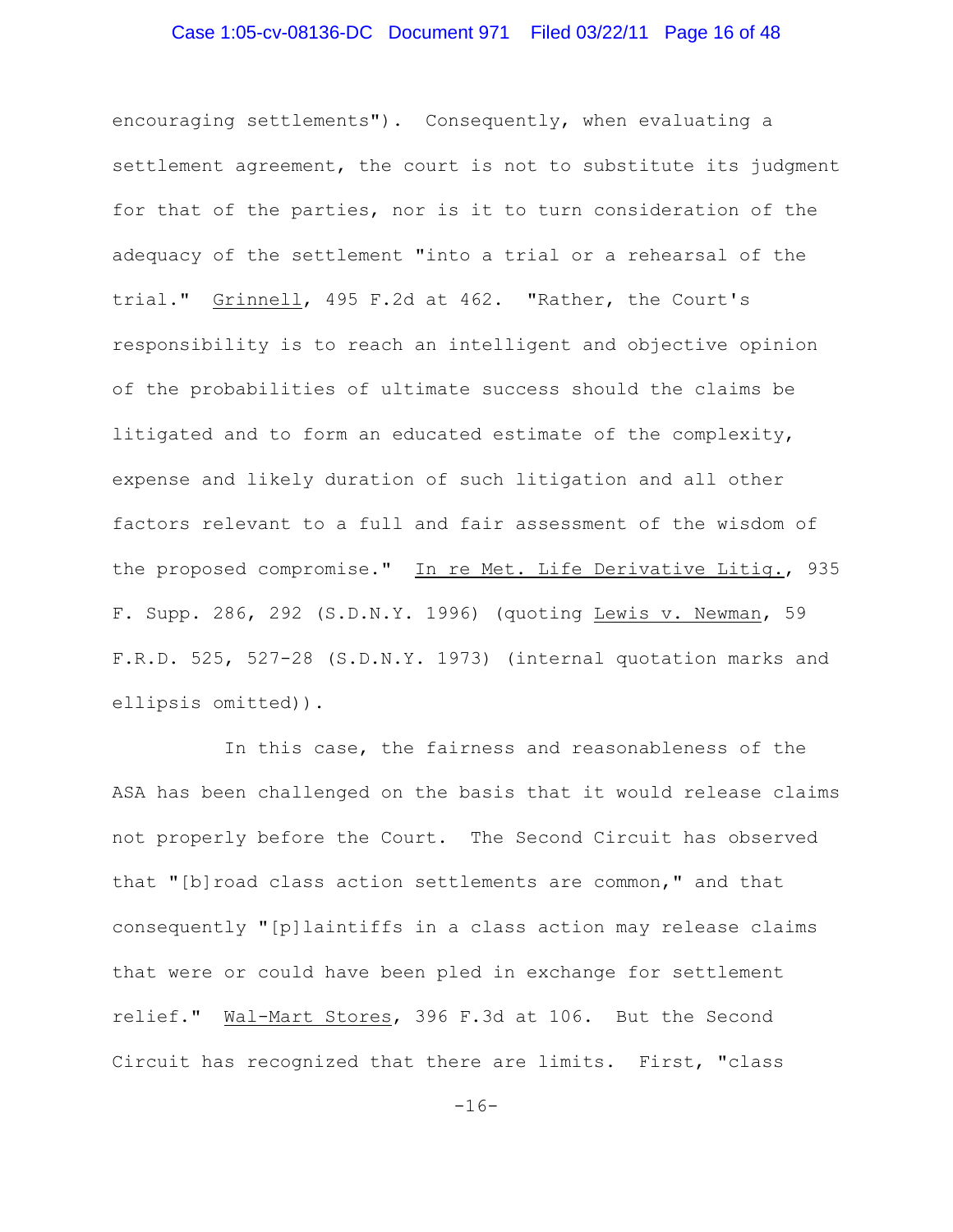encouraging settlements"). Consequently, when evaluating a settlement agreement, the court is not to substitute its judgment for that of the parties, nor is it to turn consideration of the adequacy of the settlement "into a trial or a rehearsal of the trial." Grinnell, 495 F.2d at 462. "Rather, the Court's responsibility is to reach an intelligent and objective opinion of the probabilities of ultimate success should the claims be litigated and to form an educated estimate of the complexity, expense and likely duration of such litigation and all other factors relevant to a full and fair assessment of the wisdom of the proposed compromise." In re Met. Life Derivative Litig., 935 F. Supp. 286, 292 (S.D.N.Y. 1996) (quoting Lewis v. Newman, 59 F.R.D. 525, 527-28 (S.D.N.Y. 1973) (internal quotation marks and ellipsis omitted)).

In this case, the fairness and reasonableness of the ASA has been challenged on the basis that it would release claims not properly before the Court. The Second Circuit has observed that "[b]road class action settlements are common," and that consequently "[p]laintiffs in a class action may release claims that were or could have been pled in exchange for settlement relief." Wal-Mart Stores, 396 F.3d at 106. But the Second Circuit has recognized that there are limits. First, "class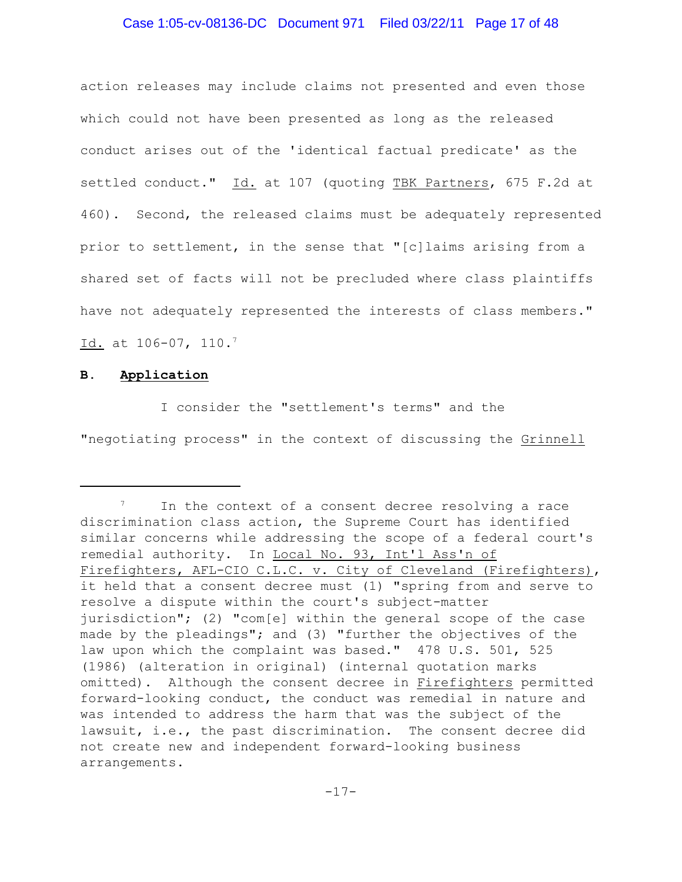action releases may include claims not presented and even those which could not have been presented as long as the released conduct arises out of the 'identical factual predicate' as the settled conduct." Id. at 107 (quoting TBK Partners, 675 F.2d at 460). Second, the released claims must be adequately represented prior to settlement, in the sense that "[c]laims arising from a shared set of facts will not be precluded where class plaintiffs have not adequately represented the interests of class members." Id. at 106-07, 110.[7]

**B. Application**

I consider the "settlement's terms" and the "negotiating process" in the context of discussing the Grinnell

---

[7] In the context of a consent decree resolving a race discrimination class action, the Supreme Court has identified similar concerns while addressing the scope of a federal court's remedial authority. In Local No. 93, Int'l Ass'n of Firefighters, AFL-CIO C.L.C. v. City of Cleveland (Firefighters), it held that a consent decree must (1) "spring from and serve to resolve a dispute within the court's subject-matter jurisdiction"; (2) "com[e] within the general scope of the case made by the pleadings"; and (3) "further the objectives of the law upon which the complaint was based." 478 U.S. 501, 525 (1986) (alteration in original) (internal quotation marks omitted). Although the consent decree in Firefighters permitted forward-looking conduct, the conduct was remedial in nature and was intended to address the harm that was the subject of the lawsuit, i.e., the past discrimination. The consent decree did not create new and independent forward-looking business arrangements.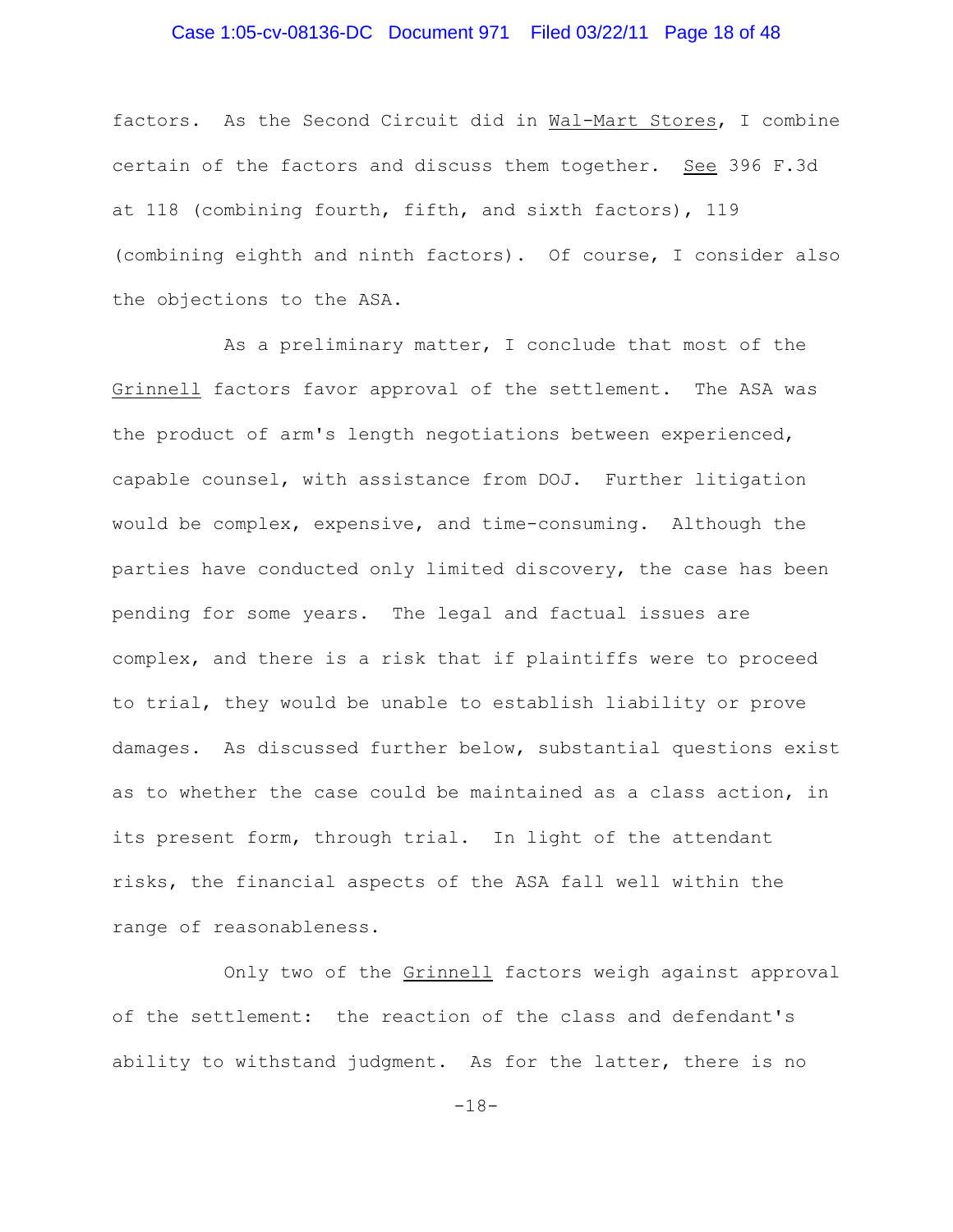factors. As the Second Circuit did in Wal-Mart Stores, I combine certain of the factors and discuss them together. See 396 F.3d at 118 (combining fourth, fifth, and sixth factors), 119 (combining eighth and ninth factors). Of course, I consider also the objections to the ASA.

As a preliminary matter, I conclude that most of the Grinnell factors favor approval of the settlement. The ASA was the product of arm's length negotiations between experienced, capable counsel, with assistance from DOJ. Further litigation would be complex, expensive, and time-consuming. Although the parties have conducted only limited discovery, the case has been pending for some years. The legal and factual issues are complex, and there is a risk that if plaintiffs were to proceed to trial, they would be unable to establish liability or prove damages. As discussed further below, substantial questions exist as to whether the case could be maintained as a class action, in its present form, through trial. In light of the attendant risks, the financial aspects of the ASA fall well within the range of reasonableness.

Only two of the Grinnell factors weigh against approval of the settlement: the reaction of the class and defendant's ability to withstand judgment. As for the latter, there is no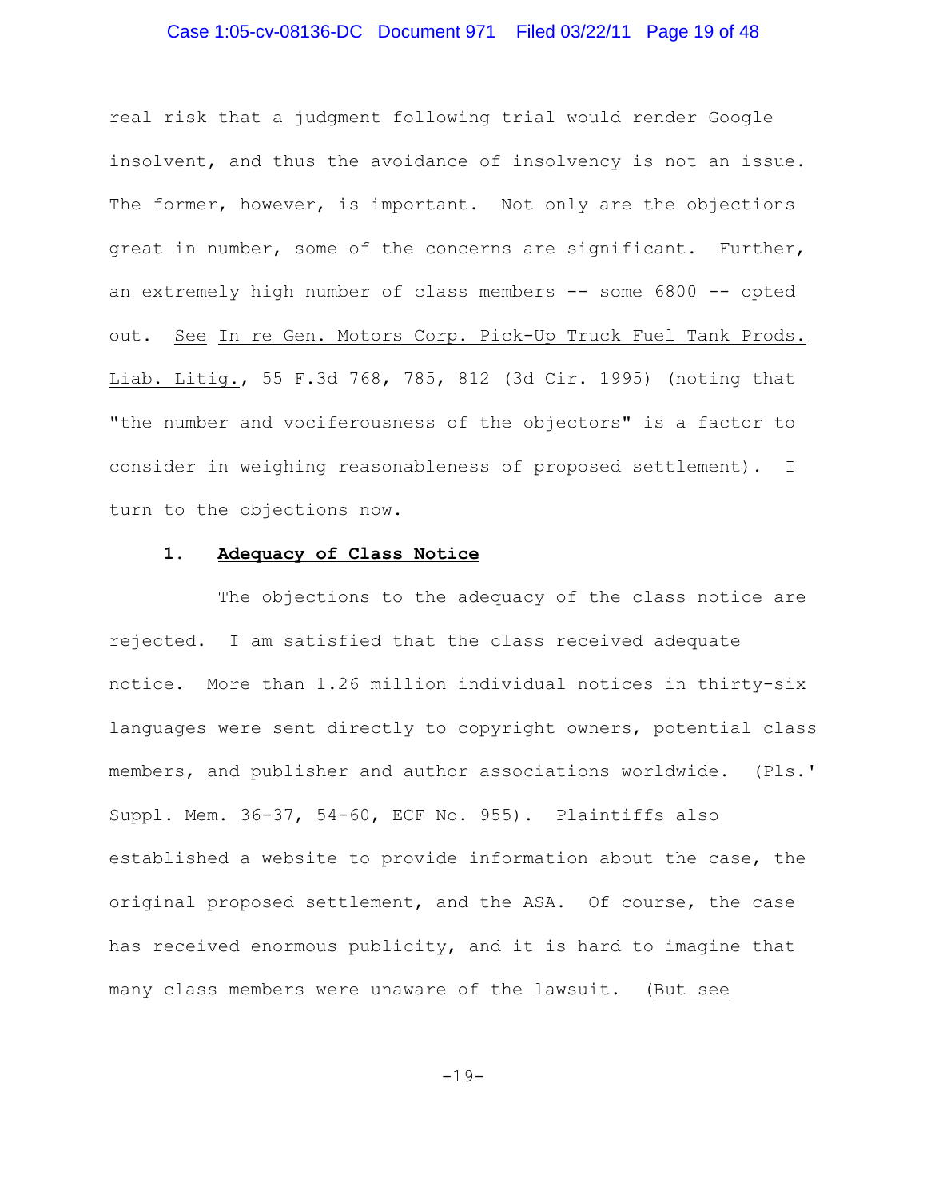real risk that a judgment following trial would render Google insolvent, and thus the avoidance of insolvency is not an issue. The former, however, is important. Not only are the objections great in number, some of the concerns are significant. Further, an extremely high number of class members -- some 6800 -- opted out. See In re Gen. Motors Corp. Pick-Up Truck Fuel Tank Prods. Liab. Litig., 55 F.3d 768, 785, 812 (3d Cir. 1995) (noting that "the number and vociferousness of the objectors" is a factor to consider in weighing reasonableness of proposed settlement). I turn to the objections now.

**1. Adequacy of Class Notice**

The objections to the adequacy of the class notice are rejected. I am satisfied that the class received adequate notice. More than 1.26 million individual notices in thirty-six languages were sent directly to copyright owners, potential class members, and publisher and author associations worldwide. (Pls.' Suppl. Mem. 36-37, 54-60, ECF No. 955). Plaintiffs also established a website to provide information about the case, the original proposed settlement, and the ASA. Of course, the case has received enormous publicity, and it is hard to imagine that many class members were unaware of the lawsuit. (But see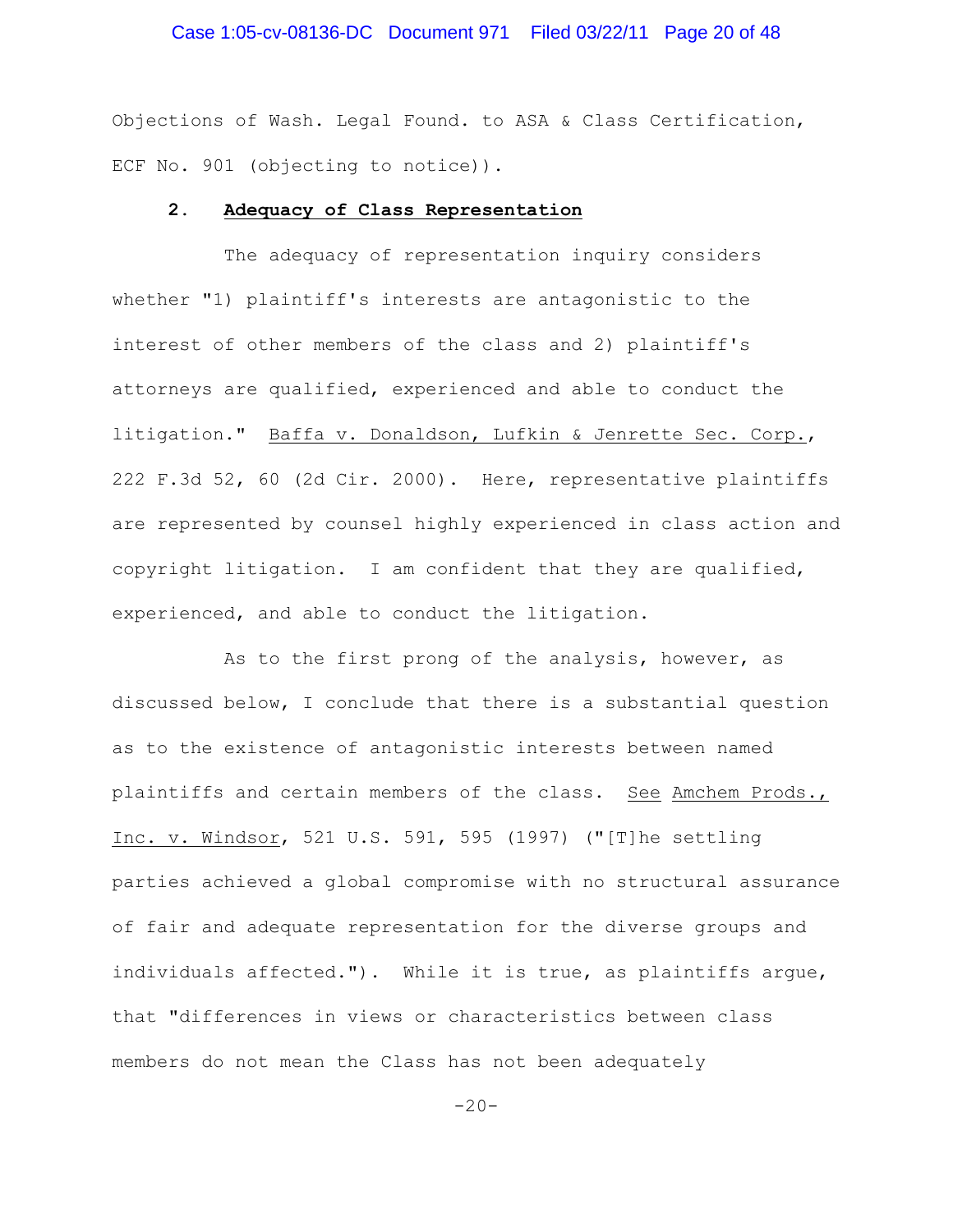Objections of Wash. Legal Found. to ASA & Class Certification, ECF No. 901 (objecting to notice)).

**2. Adequacy of Class Representation**

The adequacy of representation inquiry considers whether "1) plaintiff's interests are antagonistic to the interest of other members of the class and 2) plaintiff's attorneys are qualified, experienced and able to conduct the litigation." Baffa v. Donaldson, Lufkin & Jenrette Sec. Corp., 222 F.3d 52, 60 (2d Cir. 2000). Here, representative plaintiffs are represented by counsel highly experienced in class action and copyright litigation. I am confident that they are qualified, experienced, and able to conduct the litigation.

As to the first prong of the analysis, however, as discussed below, I conclude that there is a substantial question as to the existence of antagonistic interests between named plaintiffs and certain members of the class. See Amchem Prods., Inc. v. Windsor, 521 U.S. 591, 595 (1997) ("[T]he settling parties achieved a global compromise with no structural assurance of fair and adequate representation for the diverse groups and individuals affected."). While it is true, as plaintiffs argue, that "differences in views or characteristics between class members do not mean the Class has not been adequately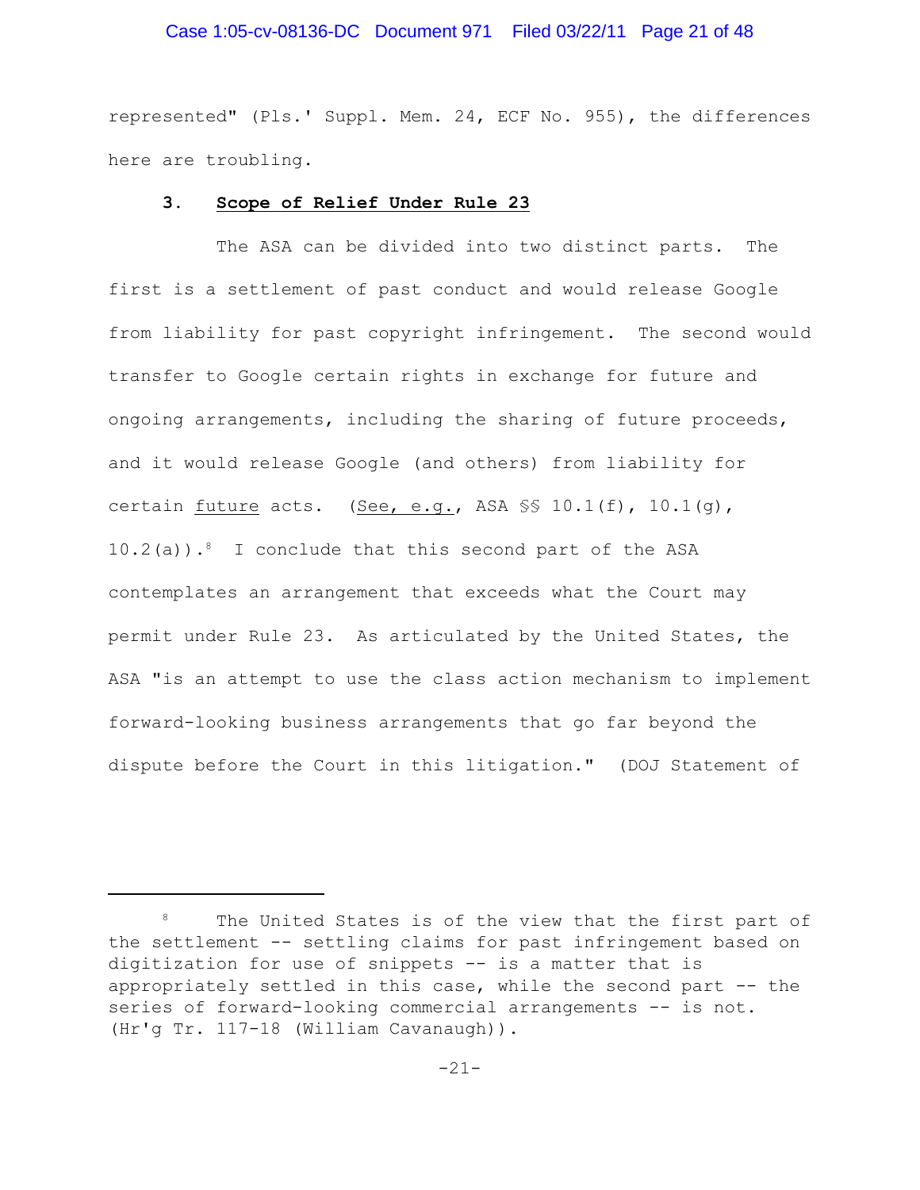represented" (Pls.' Suppl. Mem. 24, ECF No. 955), the differences here are troubling.

### 3. **Scope of Relief Under Rule 23**

The ASA can be divided into two distinct parts. The first is a settlement of past conduct and would release Google from liability for past copyright infringement. The second would transfer to Google certain rights in exchange for future and ongoing arrangements, including the sharing of future proceeds, and it would release Google (and others) from liability for certain future acts. (See, e.g., ASA §§ 10.1(f), 10.1(g), 10.2(a)).[8] I conclude that this second part of the ASA contemplates an arrangement that exceeds what the Court may permit under Rule 23. As articulated by the United States, the ASA "is an attempt to use the class action mechanism to implement forward-looking business arrangements that go far beyond the dispute before the Court in this litigation." (DOJ Statement of

---

[8] The United States is of the view that the first part of the settlement -- settling claims for past infringement based on digitization for use of snippets -- is a matter that is appropriately settled in this case, while the second part -- the series of forward-looking commercial arrangements -- is not. (Hr'g Tr. 117-18 (William Cavanaugh)).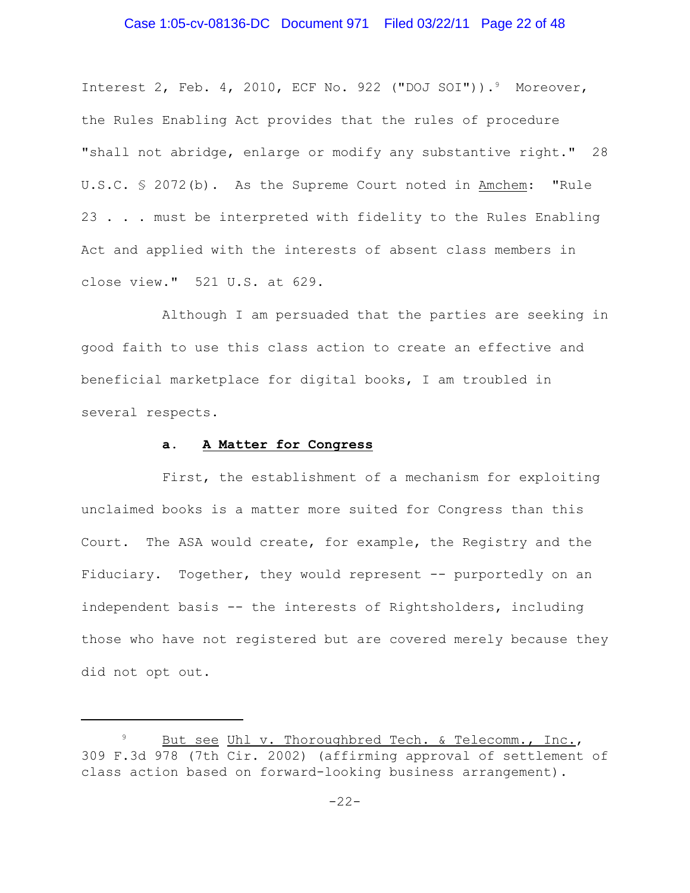Interest 2, Feb. 4, 2010, ECF No. 922 ("DOJ SOI")).[9] Moreover, the Rules Enabling Act provides that the rules of procedure "shall not abridge, enlarge or modify any substantive right." 28 U.S.C. § 2072(b). As the Supreme Court noted in Amchem: "Rule 23 . . . must be interpreted with fidelity to the Rules Enabling Act and applied with the interests of absent class members in close view." 521 U.S. at 629.

Although I am persuaded that the parties are seeking in good faith to use this class action to create an effective and beneficial marketplace for digital books, I am troubled in several respects.

**a. A Matter for Congress**

First, the establishment of a mechanism for exploiting unclaimed books is a matter more suited for Congress than this Court. The ASA would create, for example, the Registry and the Fiduciary. Together, they would represent -- purportedly on an independent basis -- the interests of Rightsholders, including those who have not registered but are covered merely because they did not opt out.

---

[9] But see Uhl v. Thoroughbred Tech. & Telecomm., Inc., 309 F.3d 978 (7th Cir. 2002) (affirming approval of settlement of class action based on forward-looking business arrangement).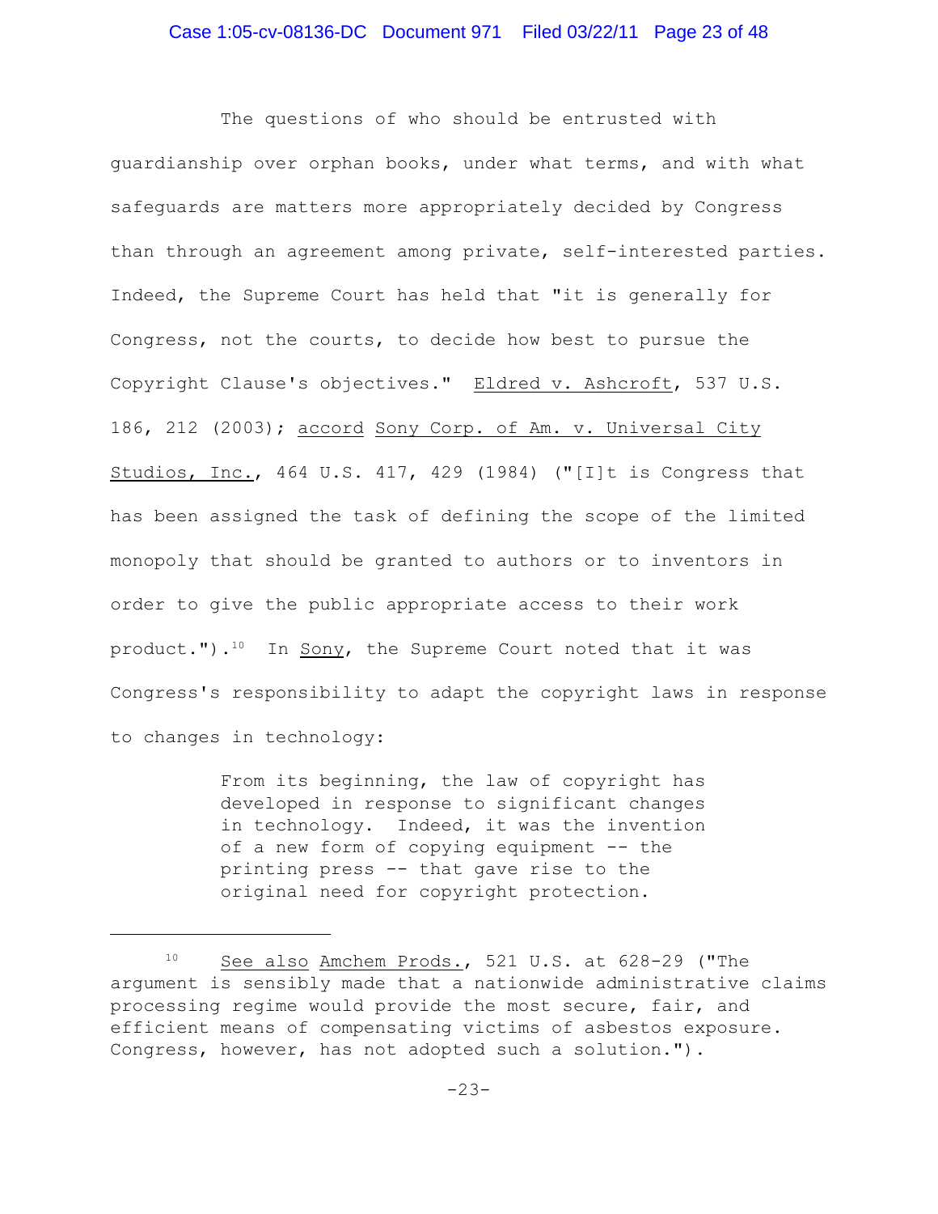The questions of who should be entrusted with guardianship over orphan books, under what terms, and with what safeguards are matters more appropriately decided by Congress than through an agreement among private, self-interested parties. Indeed, the Supreme Court has held that "it is generally for Congress, not the courts, to decide how best to pursue the Copyright Clause's objectives." Eldred v. Ashcroft, 537 U.S. 186, 212 (2003); accord Sony Corp. of Am. v. Universal City Studios, Inc., 464 U.S. 417, 429 (1984) ("[I]t is Congress that has been assigned the task of defining the scope of the limited monopoly that should be granted to authors or to inventors in order to give the public appropriate access to their work product.").[10] In Sony, the Supreme Court noted that it was Congress's responsibility to adapt the copyright laws in response to changes in technology:

> From its beginning, the law of copyright has developed in response to significant changes in technology. Indeed, it was the invention of a new form of copying equipment -- the printing press -- that gave rise to the original need for copyright protection.

---

[10] See also Amchem Prods., 521 U.S. at 628-29 ("The argument is sensibly made that a nationwide administrative claims processing regime would provide the most secure, fair, and efficient means of compensating victims of asbestos exposure. Congress, however, has not adopted such a solution.").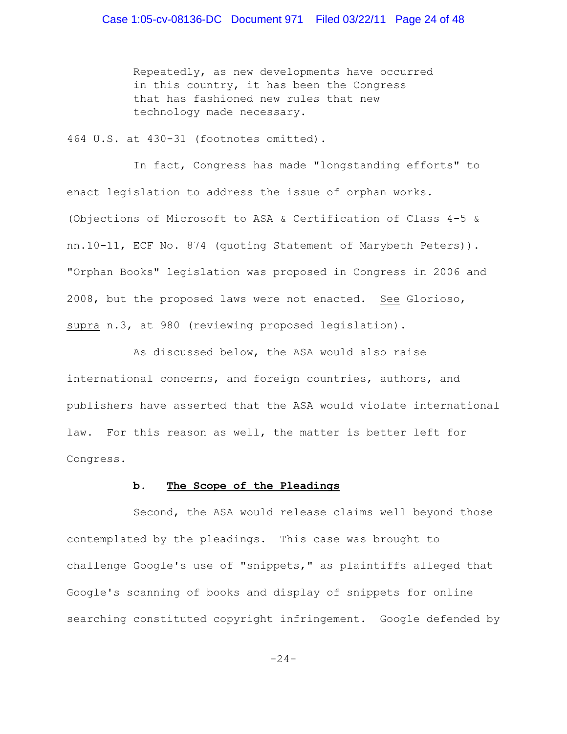> Repeatedly, as new developments have occurred in this country, it has been the Congress that has fashioned new rules that new technology made necessary.

464 U.S. at 430-31 (footnotes omitted).

In fact, Congress has made "longstanding efforts" to enact legislation to address the issue of orphan works. (Objections of Microsoft to ASA & Certification of Class 4-5 & nn.10-11, ECF No. 874 (quoting Statement of Marybeth Peters)). "Orphan Books" legislation was proposed in Congress in 2006 and 2008, but the proposed laws were not enacted. See Glorioso, supra n.3, at 980 (reviewing proposed legislation).

As discussed below, the ASA would also raise international concerns, and foreign countries, authors, and publishers have asserted that the ASA would violate international law. For this reason as well, the matter is better left for Congress.

**b. The Scope of the Pleadings**

Second, the ASA would release claims well beyond those contemplated by the pleadings. This case was brought to challenge Google's use of "snippets," as plaintiffs alleged that Google's scanning of books and display of snippets for online searching constituted copyright infringement. Google defended by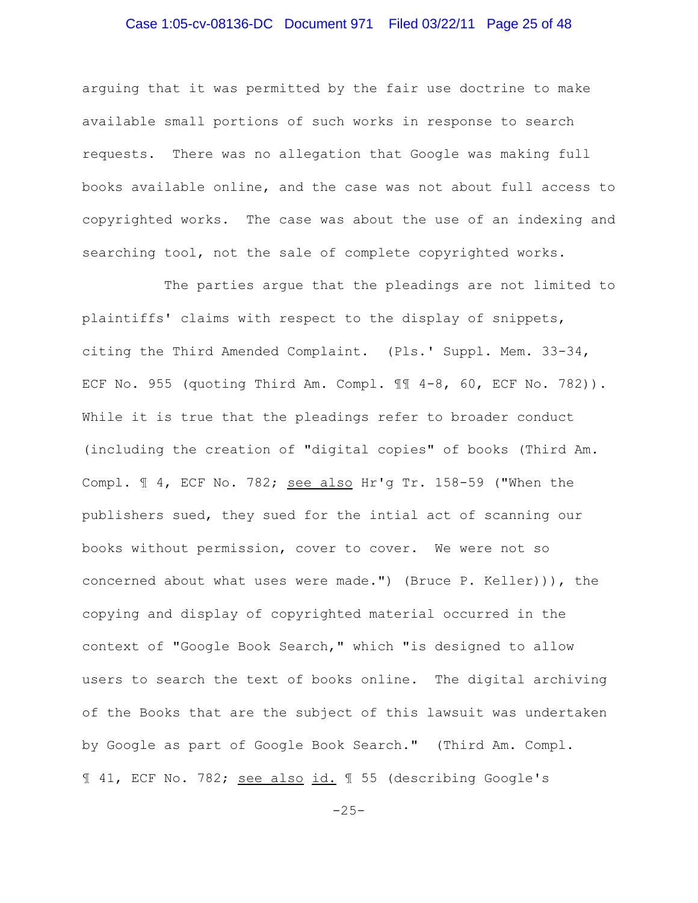arguing that it was permitted by the fair use doctrine to make available small portions of such works in response to search requests. There was no allegation that Google was making full books available online, and the case was not about full access to copyrighted works. The case was about the use of an indexing and searching tool, not the sale of complete copyrighted works.

The parties argue that the pleadings are not limited to plaintiffs' claims with respect to the display of snippets, citing the Third Amended Complaint. (Pls.' Suppl. Mem. 33-34, ECF No. 955 (quoting Third Am. Compl. ¶¶ 4-8, 60, ECF No. 782)). While it is true that the pleadings refer to broader conduct (including the creation of "digital copies" of books (Third Am. Compl. ¶ 4, ECF No. 782; <u>see also</u> Hr'g Tr. 158-59 ("When the publishers sued, they sued for the intial act of scanning our books without permission, cover to cover. We were not so concerned about what uses were made.") (Bruce P. Keller))), the copying and display of copyrighted material occurred in the context of "Google Book Search," which "is designed to allow users to search the text of books online. The digital archiving of the Books that are the subject of this lawsuit was undertaken by Google as part of Google Book Search." (Third Am. Compl. ¶ 41, ECF No. 782; <u>see also</u> <u>id.</u> ¶ 55 (describing Google's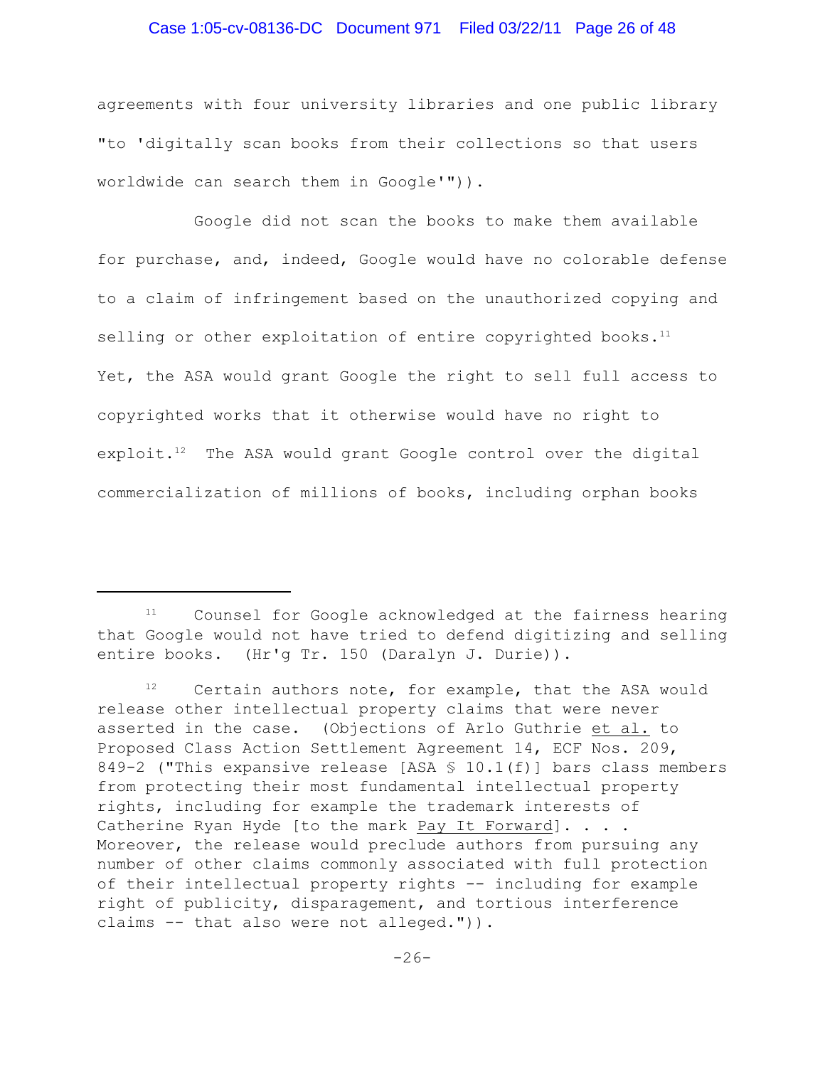agreements with four university libraries and one public library "to 'digitally scan books from their collections so that users worldwide can search them in Google'")).

Google did not scan the books to make them available for purchase, and, indeed, Google would have no colorable defense to a claim of infringement based on the unauthorized copying and selling or other exploitation of entire copyrighted books.[11] Yet, the ASA would grant Google the right to sell full access to copyrighted works that it otherwise would have no right to exploit.[12] The ASA would grant Google control over the digital commercialization of millions of books, including orphan books

---

[11] Counsel for Google acknowledged at the fairness hearing that Google would not have tried to defend digitizing and selling entire books. (Hr'g Tr. 150 (Daralyn J. Durie)).

[12] Certain authors note, for example, that the ASA would release other intellectual property claims that were never asserted in the case. (Objections of Arlo Guthrie et al. to Proposed Class Action Settlement Agreement 14, ECF Nos. 209, 849-2 ("This expansive release [ASA § 10.1(f)] bars class members from protecting their most fundamental intellectual property rights, including for example the trademark interests of Catherine Ryan Hyde [to the mark Pay It Forward]. . . . Moreover, the release would preclude authors from pursuing any number of other claims commonly associated with full protection of their intellectual property rights -- including for example right of publicity, disparagement, and tortious interference claims -- that also were not alleged.")).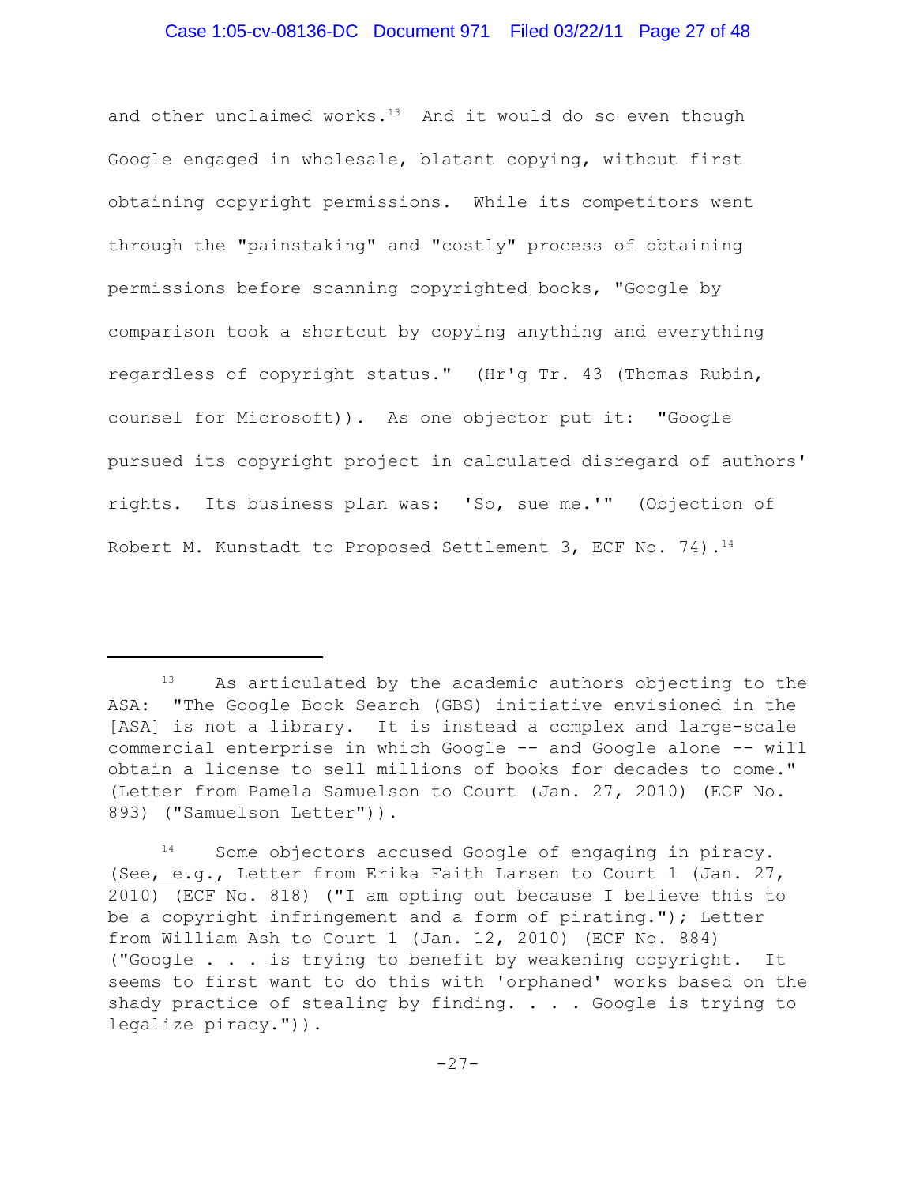and other unclaimed works.[13] And it would do so even though Google engaged in wholesale, blatant copying, without first obtaining copyright permissions. While its competitors went through the "painstaking" and "costly" process of obtaining permissions before scanning copyrighted books, "Google by comparison took a shortcut by copying anything and everything regardless of copyright status." (Hr'g Tr. 43 (Thomas Rubin, counsel for Microsoft)). As one objector put it: "Google pursued its copyright project in calculated disregard of authors' rights. Its business plan was: 'So, sue me.'" (Objection of Robert M. Kunstadt to Proposed Settlement 3, ECF No. 74).[14]

---

[13] As articulated by the academic authors objecting to the ASA: "The Google Book Search (GBS) initiative envisioned in the [ASA] is not a library. It is instead a complex and large-scale commercial enterprise in which Google -- and Google alone -- will obtain a license to sell millions of books for decades to come." (Letter from Pamela Samuelson to Court (Jan. 27, 2010) (ECF No. 893) ("Samuelson Letter")).

[14] Some objectors accused Google of engaging in piracy. (See, e.g., Letter from Erika Faith Larsen to Court 1 (Jan. 27, 2010) (ECF No. 818) ("I am opting out because I believe this to be a copyright infringement and a form of pirating."); Letter from William Ash to Court 1 (Jan. 12, 2010) (ECF No. 884) ("Google . . . is trying to benefit by weakening copyright. It seems to first want to do this with 'orphaned' works based on the shady practice of stealing by finding. . . . Google is trying to legalize piracy.")).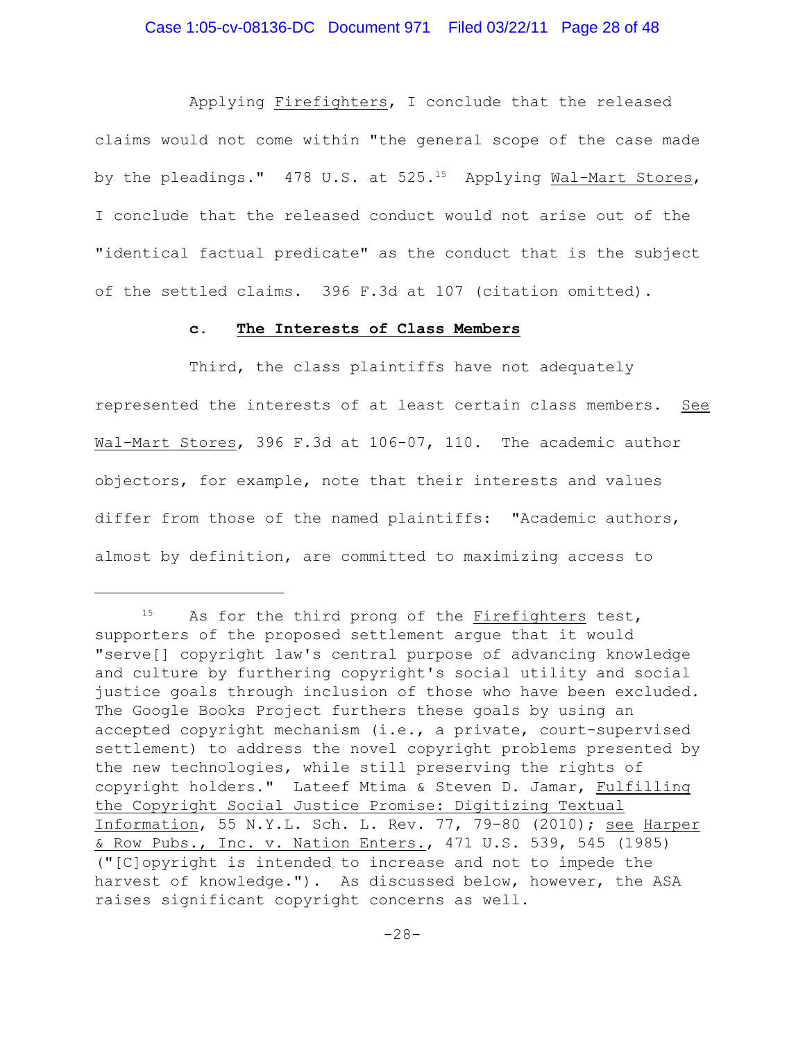Applying Firefighters, I conclude that the released claims would not come within "the general scope of the case made by the pleadings." 478 U.S. at 525.[15] Applying Wal-Mart Stores, I conclude that the released conduct would not arise out of the "identical factual predicate" as the conduct that is the subject of the settled claims. 396 F.3d at 107 (citation omitted).

**c. The Interests of Class Members**

Third, the class plaintiffs have not adequately represented the interests of at least certain class members. See Wal-Mart Stores, 396 F.3d at 106-07, 110. The academic author objectors, for example, note that their interests and values differ from those of the named plaintiffs: "Academic authors, almost by definition, are committed to maximizing access to

---

[15] As for the third prong of the Firefighters test, supporters of the proposed settlement argue that it would "serve[] copyright law's central purpose of advancing knowledge and culture by furthering copyright's social utility and social justice goals through inclusion of those who have been excluded. The Google Books Project furthers these goals by using an accepted copyright mechanism (i.e., a private, court-supervised settlement) to address the novel copyright problems presented by the new technologies, while still preserving the rights of copyright holders." Lateef Mtima & Steven D. Jamar, Fulfilling the Copyright Social Justice Promise: Digitizing Textual Information, 55 N.Y.L. Sch. L. Rev. 77, 79-80 (2010); see Harper & Row Pubs., Inc. v. Nation Enters., 471 U.S. 539, 545 (1985) ("[C]opyright is intended to increase and not to impede the harvest of knowledge."). As discussed below, however, the ASA raises significant copyright concerns as well.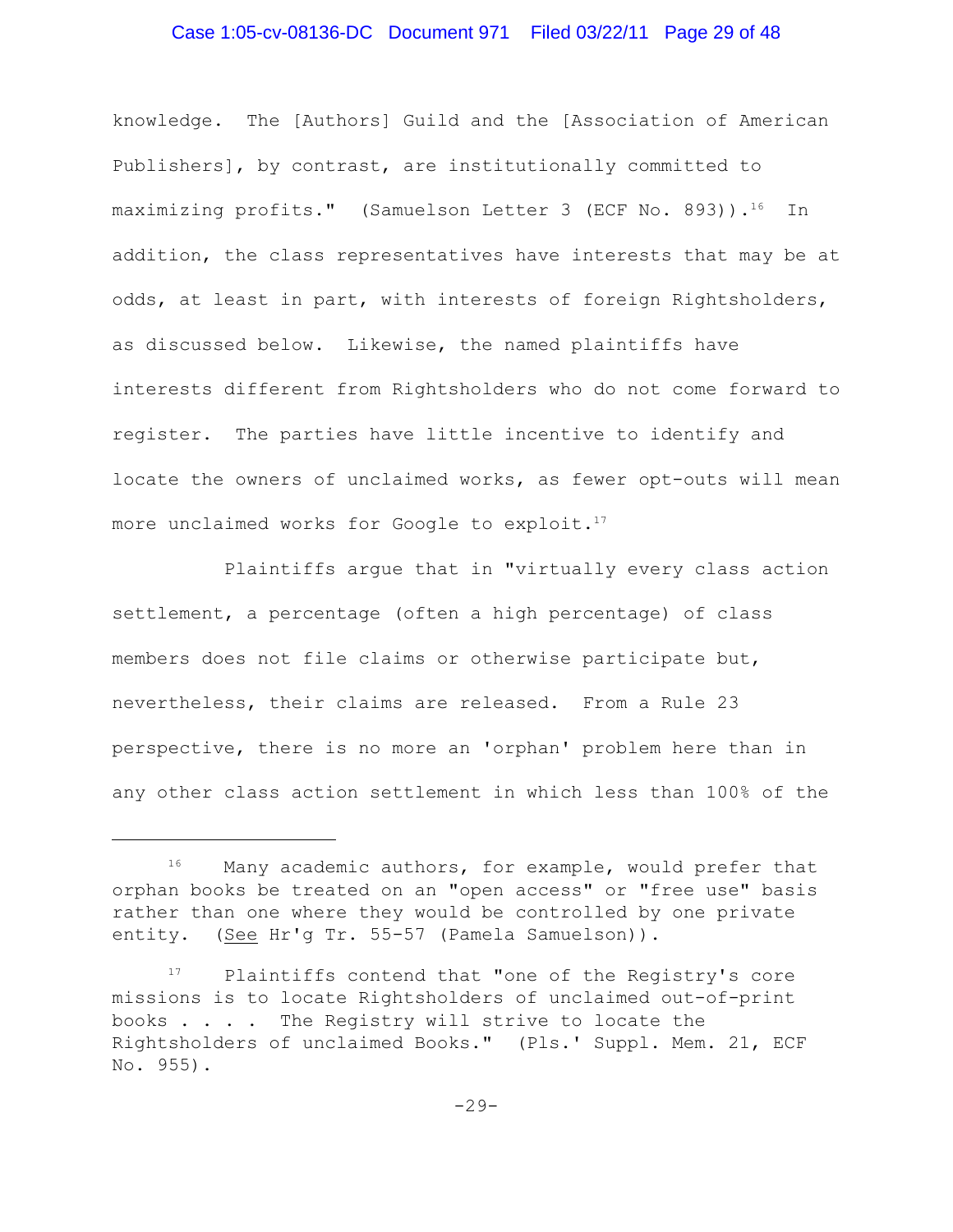knowledge. The [Authors] Guild and the [Association of American Publishers], by contrast, are institutionally committed to maximizing profits." (Samuelson Letter 3 (ECF No. 893)).[16] In addition, the class representatives have interests that may be at odds, at least in part, with interests of foreign Rightsholders, as discussed below. Likewise, the named plaintiffs have interests different from Rightsholders who do not come forward to register. The parties have little incentive to identify and locate the owners of unclaimed works, as fewer opt-outs will mean more unclaimed works for Google to exploit.[17]

Plaintiffs argue that in "virtually every class action settlement, a percentage (often a high percentage) of class members does not file claims or otherwise participate but, nevertheless, their claims are released. From a Rule 23 perspective, there is no more an 'orphan' problem here than in any other class action settlement in which less than 100% of the

---

[16] Many academic authors, for example, would prefer that orphan books be treated on an "open access" or "free use" basis rather than one where they would be controlled by one private entity. (See Hr'g Tr. 55-57 (Pamela Samuelson)).

[17] Plaintiffs contend that "one of the Registry's core missions is to locate Rightsholders of unclaimed out-of-print books . . . . The Registry will strive to locate the Rightsholders of unclaimed Books." (Pls.' Suppl. Mem. 21, ECF No. 955).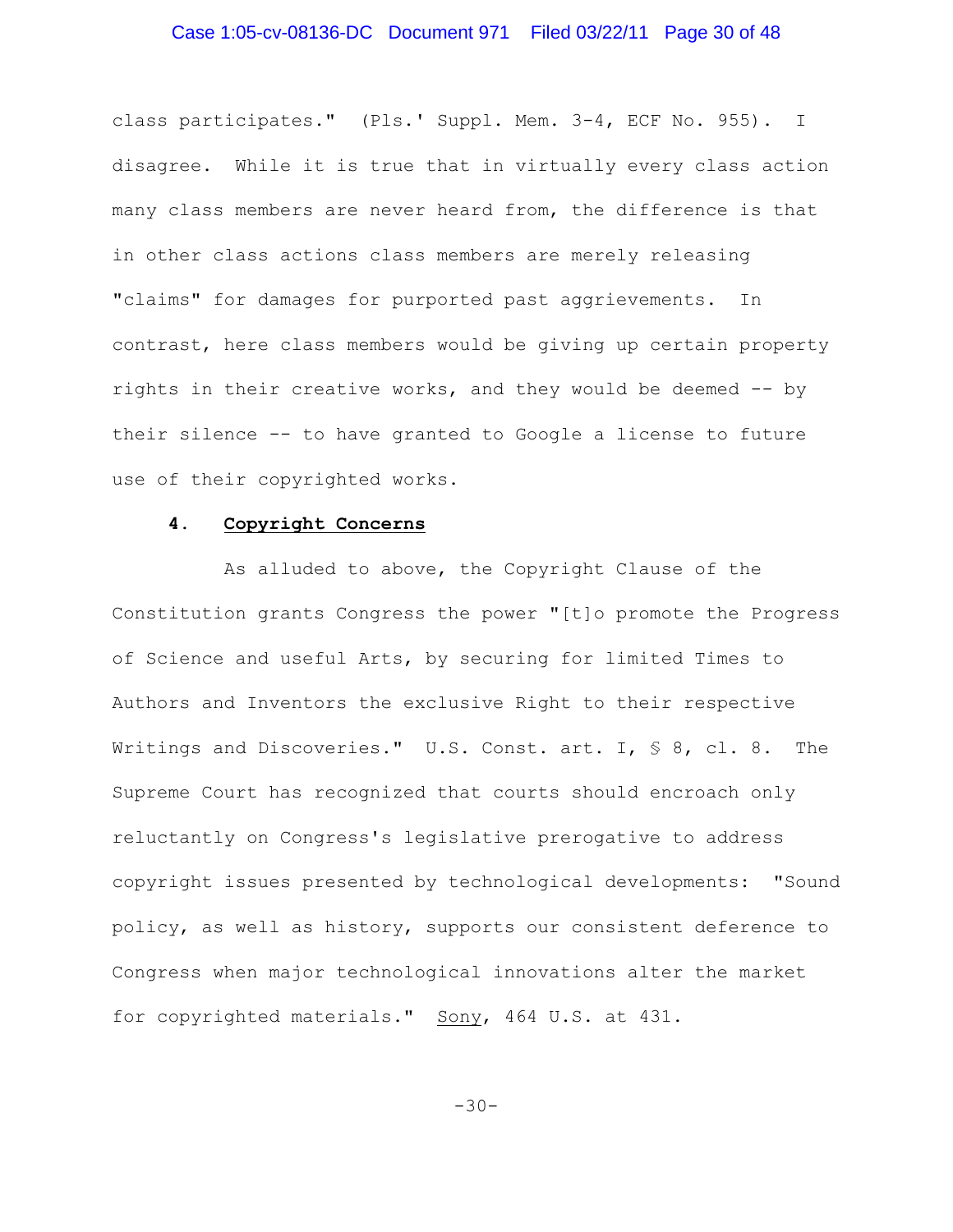class participates." (Pls.' Suppl. Mem. 3-4, ECF No. 955). I disagree. While it is true that in virtually every class action many class members are never heard from, the difference is that in other class actions class members are merely releasing "claims" for damages for purported past aggrievements. In contrast, here class members would be giving up certain property rights in their creative works, and they would be deemed -- by their silence -- to have granted to Google a license to future use of their copyrighted works.

### 4. Copyright Concerns

As alluded to above, the Copyright Clause of the Constitution grants Congress the power "[t]o promote the Progress of Science and useful Arts, by securing for limited Times to Authors and Inventors the exclusive Right to their respective Writings and Discoveries." U.S. Const. art. I, § 8, cl. 8. The Supreme Court has recognized that courts should encroach only reluctantly on Congress's legislative prerogative to address copyright issues presented by technological developments: "Sound policy, as well as history, supports our consistent deference to Congress when major technological innovations alter the market for copyrighted materials." Sony, 464 U.S. at 431.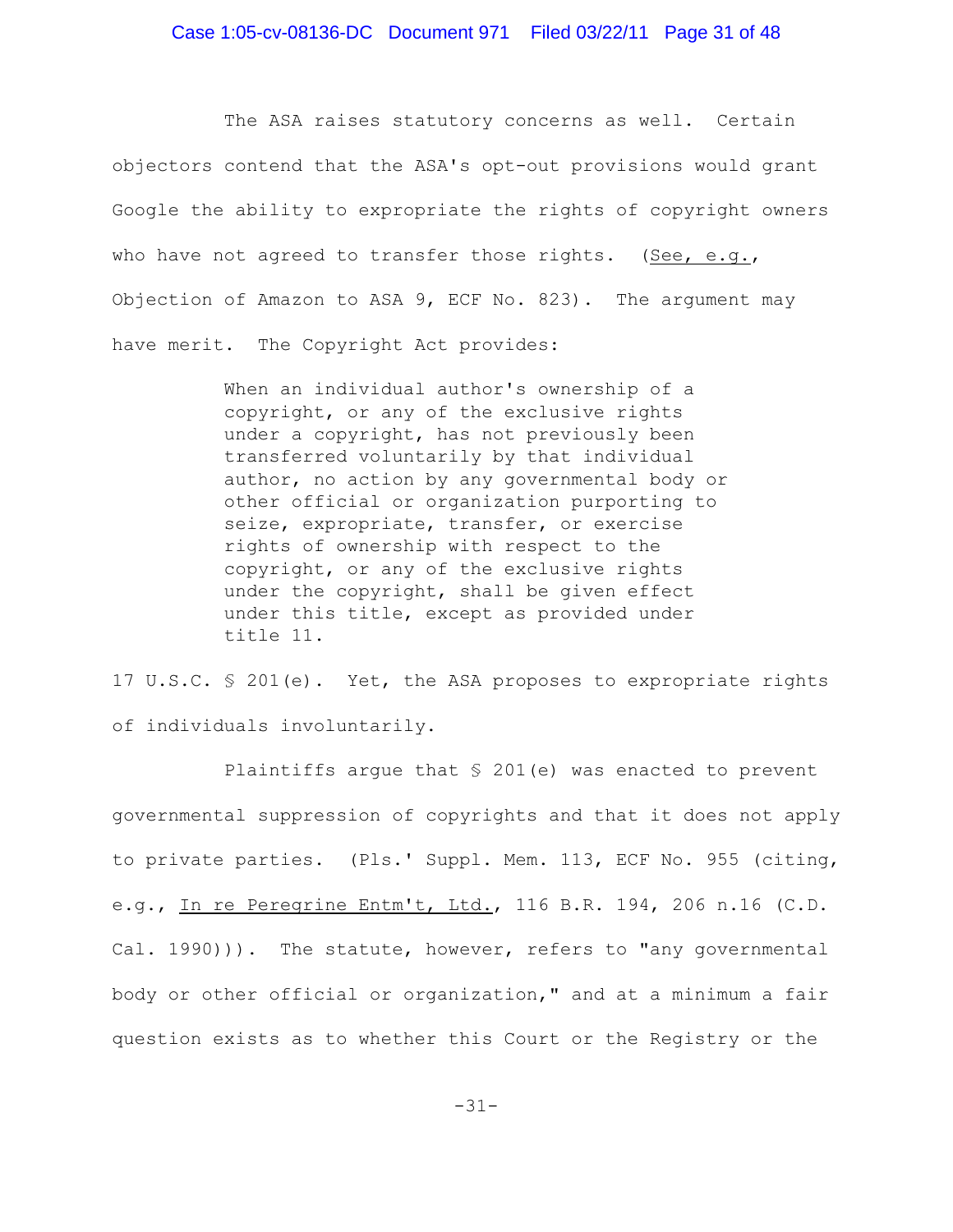The ASA raises statutory concerns as well. Certain objectors contend that the ASA's opt-out provisions would grant Google the ability to expropriate the rights of copyright owners who have not agreed to transfer those rights. (*See, e.g.*, Objection of Amazon to ASA 9, ECF No. 823). The argument may have merit. The Copyright Act provides:

> When an individual author's ownership of a copyright, or any of the exclusive rights under a copyright, has not previously been transferred voluntarily by that individual author, no action by any governmental body or other official or organization purporting to seize, expropriate, transfer, or exercise rights of ownership with respect to the copyright, or any of the exclusive rights under the copyright, shall be given effect under this title, except as provided under title 11.

17 U.S.C. § 201(e). Yet, the ASA proposes to expropriate rights of individuals involuntarily.

Plaintiffs argue that § 201(e) was enacted to prevent governmental suppression of copyrights and that it does not apply to private parties. (Pls.' Suppl. Mem. 113, ECF No. 955 (citing, e.g., *In re Peregrine Entm't, Ltd.*, 116 B.R. 194, 206 n.16 (C.D. Cal. 1990))). The statute, however, refers to "any governmental body or other official or organization," and at a minimum a fair question exists as to whether this Court or the Registry or the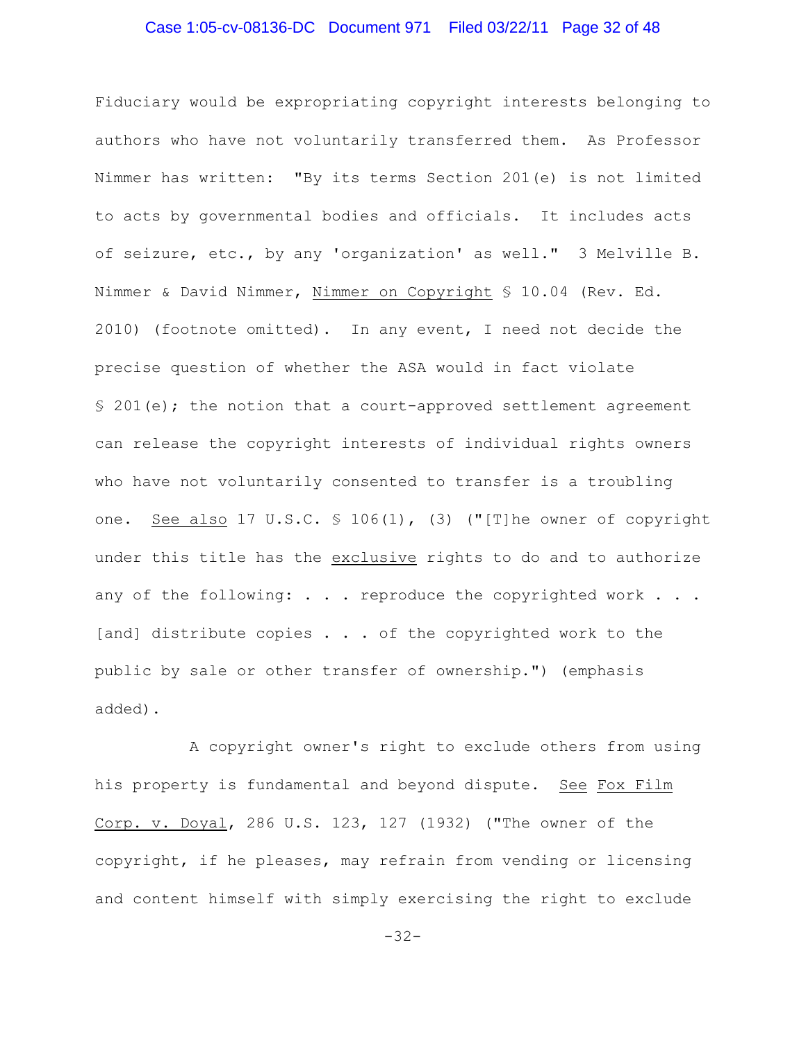Fiduciary would be expropriating copyright interests belonging to authors who have not voluntarily transferred them. As Professor Nimmer has written: "By its terms Section 201(e) is not limited to acts by governmental bodies and officials. It includes acts of seizure, etc., by any 'organization' as well." 3 Melville B. Nimmer & David Nimmer, Nimmer on Copyright § 10.04 (Rev. Ed. 2010) (footnote omitted). In any event, I need not decide the precise question of whether the ASA would in fact violate § 201(e); the notion that a court-approved settlement agreement can release the copyright interests of individual rights owners who have not voluntarily consented to transfer is a troubling one. See also 17 U.S.C. § 106(1), (3) ("[T]he owner of copyright under this title has the exclusive rights to do and to authorize any of the following: . . . reproduce the copyrighted work . . . [and] distribute copies . . . of the copyrighted work to the public by sale or other transfer of ownership.") (emphasis added).

A copyright owner's right to exclude others from using his property is fundamental and beyond dispute. See Fox Film Corp. v. Doyal, 286 U.S. 123, 127 (1932) ("The owner of the copyright, if he pleases, may refrain from vending or licensing and content himself with simply exercising the right to exclude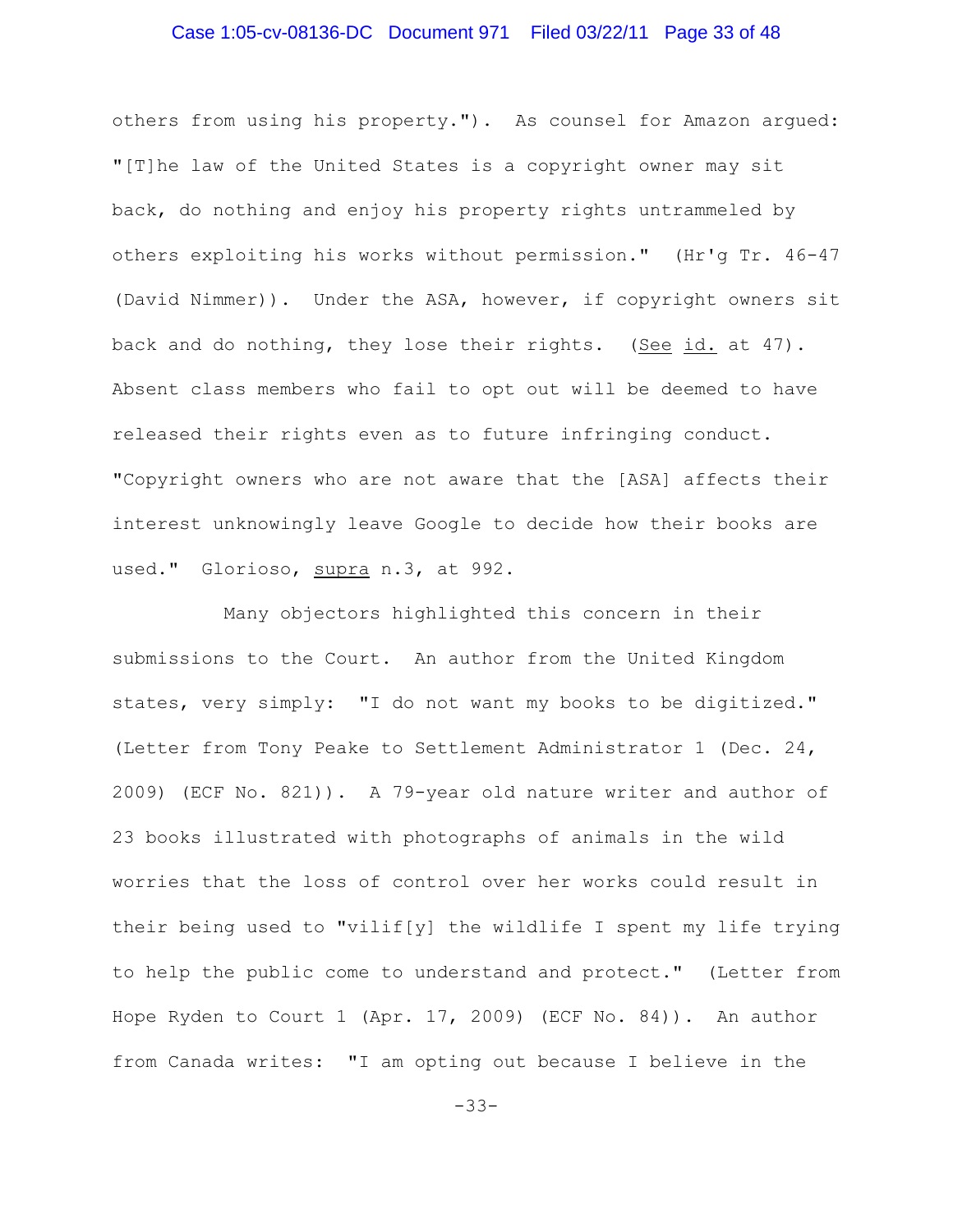others from using his property."). As counsel for Amazon argued: "[T]he law of the United States is a copyright owner may sit back, do nothing and enjoy his property rights untrammeled by others exploiting his works without permission." (Hr'g Tr. 46-47 (David Nimmer)). Under the ASA, however, if copyright owners sit back and do nothing, they lose their rights. (See id. at 47). Absent class members who fail to opt out will be deemed to have released their rights even as to future infringing conduct. "Copyright owners who are not aware that the [ASA] affects their interest unknowingly leave Google to decide how their books are used." Glorioso, supra n.3, at 992.

Many objectors highlighted this concern in their submissions to the Court. An author from the United Kingdom states, very simply: "I do not want my books to be digitized." (Letter from Tony Peake to Settlement Administrator 1 (Dec. 24, 2009) (ECF No. 821)). A 79-year old nature writer and author of 23 books illustrated with photographs of animals in the wild worries that the loss of control over her works could result in their being used to "vilif[y] the wildlife I spent my life trying to help the public come to understand and protect." (Letter from Hope Ryden to Court 1 (Apr. 17, 2009) (ECF No. 84)). An author from Canada writes: "I am opting out because I believe in the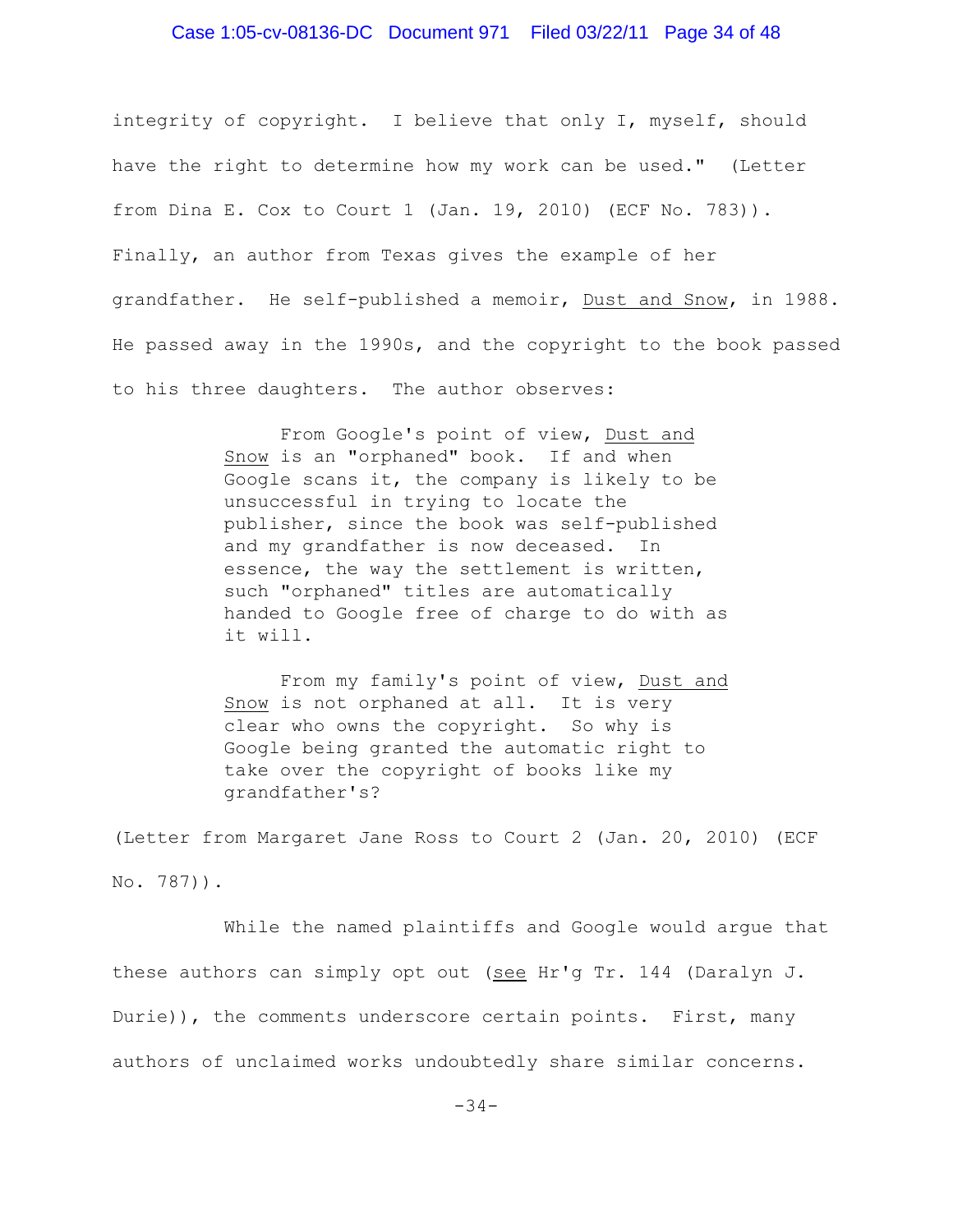integrity of copyright. I believe that only I, myself, should have the right to determine how my work can be used." (Letter from Dina E. Cox to Court 1 (Jan. 19, 2010) (ECF No. 783)). Finally, an author from Texas gives the example of her grandfather. He self-published a memoir, Dust and Snow, in 1988. He passed away in the 1990s, and the copyright to the book passed to his three daughters. The author observes:

> From Google's point of view, Dust and Snow is an "orphaned" book. If and when Google scans it, the company is likely to be unsuccessful in trying to locate the publisher, since the book was self-published and my grandfather is now deceased. In essence, the way the settlement is written, such "orphaned" titles are automatically handed to Google free of charge to do with as it will.
>
> From my family's point of view, Dust and Snow is not orphaned at all. It is very clear who owns the copyright. So why is Google being granted the automatic right to take over the copyright of books like my grandfather's?

(Letter from Margaret Jane Ross to Court 2 (Jan. 20, 2010) (ECF No. 787)).

While the named plaintiffs and Google would argue that these authors can simply opt out (see Hr'g Tr. 144 (Daralyn J. Durie)), the comments underscore certain points. First, many authors of unclaimed works undoubtedly share similar concerns.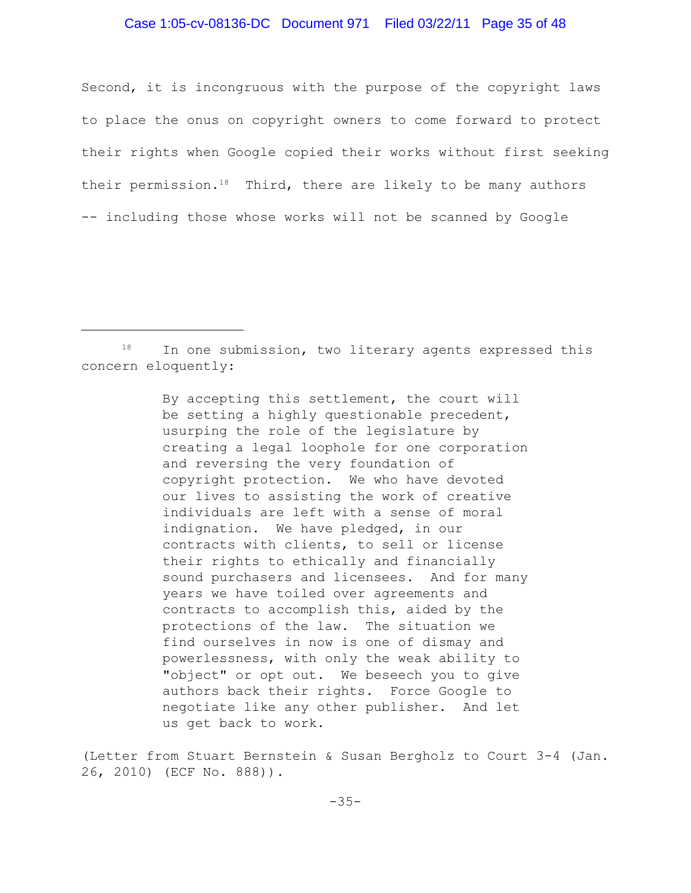Second, it is incongruous with the purpose of the copyright laws to place the onus on copyright owners to come forward to protect their rights when Google copied their works without first seeking their permission.[18] Third, there are likely to be many authors -- including those whose works will not be scanned by Google

---

[18] In one submission, two literary agents expressed this concern eloquently:

> By accepting this settlement, the court will be setting a highly questionable precedent, usurping the role of the legislature by creating a legal loophole for one corporation and reversing the very foundation of copyright protection. We who have devoted our lives to assisting the work of creative individuals are left with a sense of moral indignation. We have pledged, in our contracts with clients, to sell or license their rights to ethically and financially sound purchasers and licensees. And for many years we have toiled over agreements and contracts to accomplish this, aided by the protections of the law. The situation we find ourselves in now is one of dismay and powerlessness, with only the weak ability to "object" or opt out. We beseech you to give authors back their rights. Force Google to negotiate like any other publisher. And let us get back to work.

(Letter from Stuart Bernstein & Susan Bergholz to Court 3-4 (Jan. 26, 2010) (ECF No. 888)).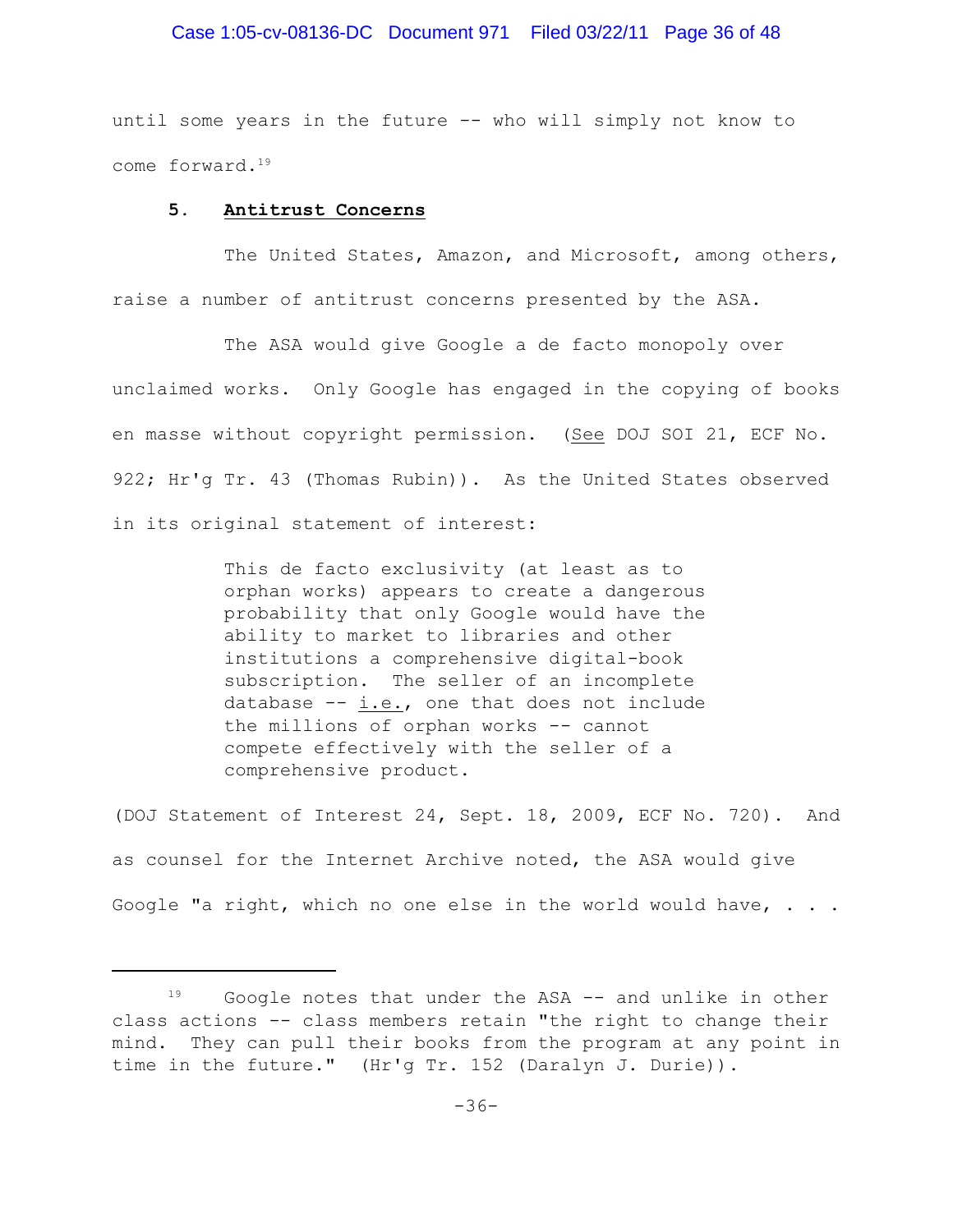until some years in the future -- who will simply not know to come forward.[19]

**5. <u>Antitrust Concerns</u>**

The United States, Amazon, and Microsoft, among others, raise a number of antitrust concerns presented by the ASA.

The ASA would give Google a de facto monopoly over unclaimed works. Only Google has engaged in the copying of books en masse without copyright permission. (<u>See</u> DOJ SOI 21, ECF No. 922; Hr'g Tr. 43 (Thomas Rubin)). As the United States observed in its original statement of interest:

> This de facto exclusivity (at least as to orphan works) appears to create a dangerous probability that only Google would have the ability to market to libraries and other institutions a comprehensive digital-book subscription. The seller of an incomplete database -- <u>i.e.</u>, one that does not include the millions of orphan works -- cannot compete effectively with the seller of a comprehensive product.

(DOJ Statement of Interest 24, Sept. 18, 2009, ECF No. 720). And as counsel for the Internet Archive noted, the ASA would give Google "a right, which no one else in the world would have, . . .

---

[19] Google notes that under the ASA -- and unlike in other class actions -- class members retain "the right to change their mind. They can pull their books from the program at any point in time in the future." (Hr'g Tr. 152 (Daralyn J. Durie)).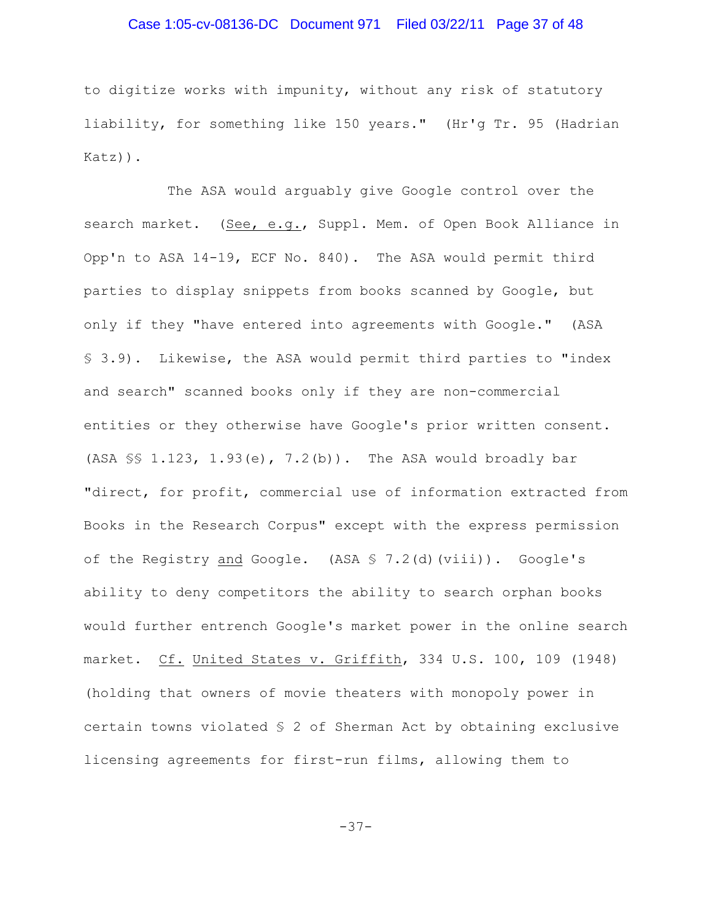to digitize works with impunity, without any risk of statutory liability, for something like 150 years." (Hr'g Tr. 95 (Hadrian Katz)).

The ASA would arguably give Google control over the search market. (*See, e.g.*, Suppl. Mem. of Open Book Alliance in Opp'n to ASA 14-19, ECF No. 840). The ASA would permit third parties to display snippets from books scanned by Google, but only if they "have entered into agreements with Google." (ASA § 3.9). Likewise, the ASA would permit third parties to "index and search" scanned books only if they are non-commercial entities or they otherwise have Google's prior written consent. (ASA §§ 1.123, 1.93(e), 7.2(b)). The ASA would broadly bar "direct, for profit, commercial use of information extracted from Books in the Research Corpus" except with the express permission of the Registry *and* Google. (ASA § 7.2(d)(viii)). Google's ability to deny competitors the ability to search orphan books would further entrench Google's market power in the online search market. *Cf.* *United States v. Griffith*, 334 U.S. 100, 109 (1948) (holding that owners of movie theaters with monopoly power in certain towns violated § 2 of Sherman Act by obtaining exclusive licensing agreements for first-run films, allowing them to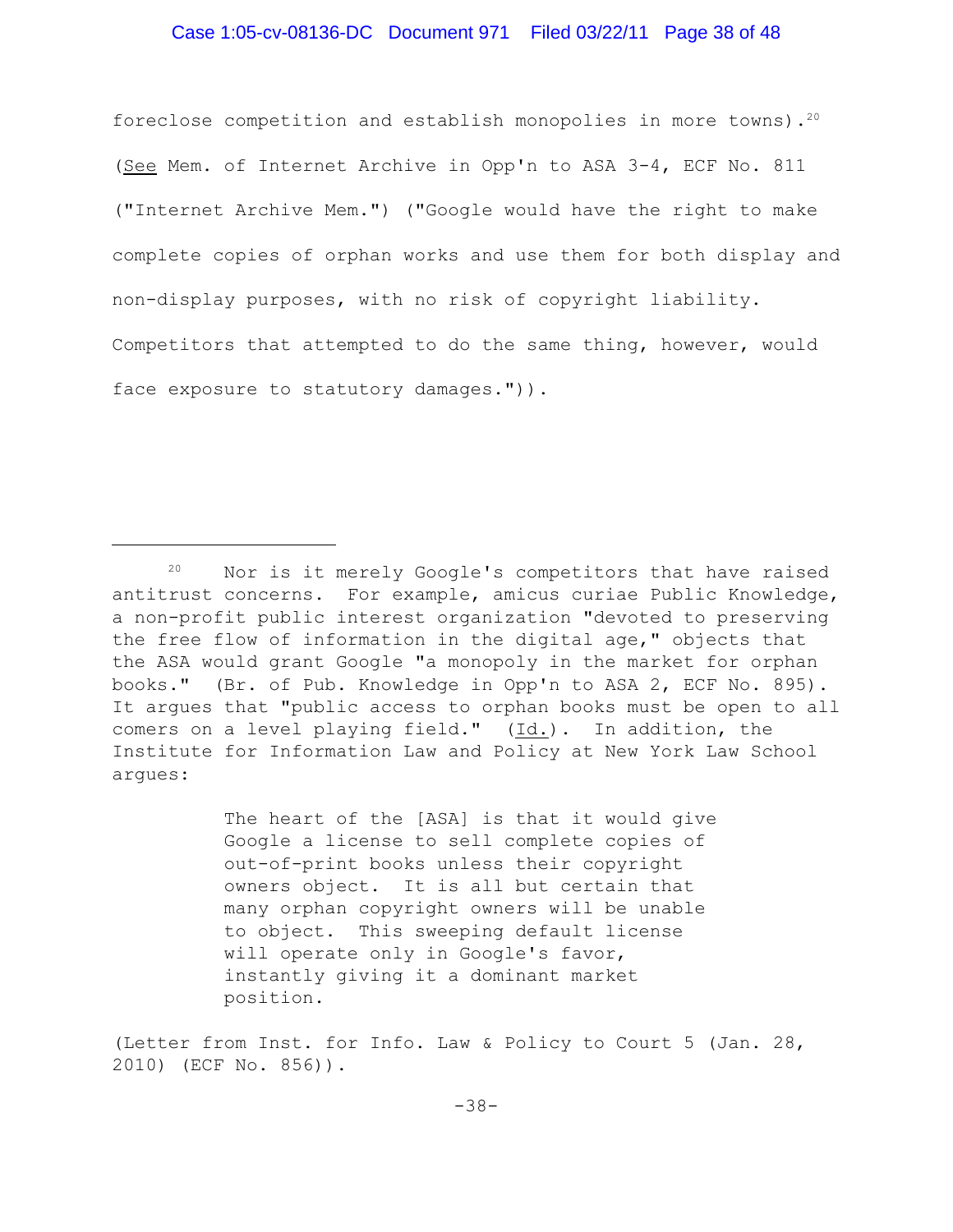foreclose competition and establish monopolies in more towns).[20] (See Mem. of Internet Archive in Opp'n to ASA 3-4, ECF No. 811 ("Internet Archive Mem.") ("Google would have the right to make complete copies of orphan works and use them for both display and non-display purposes, with no risk of copyright liability. Competitors that attempted to do the same thing, however, would face exposure to statutory damages.")).

---

[20] Nor is it merely Google's competitors that have raised antitrust concerns. For example, amicus curiae Public Knowledge, a non-profit public interest organization "devoted to preserving the free flow of information in the digital age," objects that the ASA would grant Google "a monopoly in the market for orphan books." (Br. of Pub. Knowledge in Opp'n to ASA 2, ECF No. 895). It argues that "public access to orphan books must be open to all comers on a level playing field." (Id.). In addition, the Institute for Information Law and Policy at New York Law School argues:

> The heart of the [ASA] is that it would give Google a license to sell complete copies of out-of-print books unless their copyright owners object. It is all but certain that many orphan copyright owners will be unable to object. This sweeping default license will operate only in Google's favor, instantly giving it a dominant market position.

(Letter from Inst. for Info. Law & Policy to Court 5 (Jan. 28, 2010) (ECF No. 856)).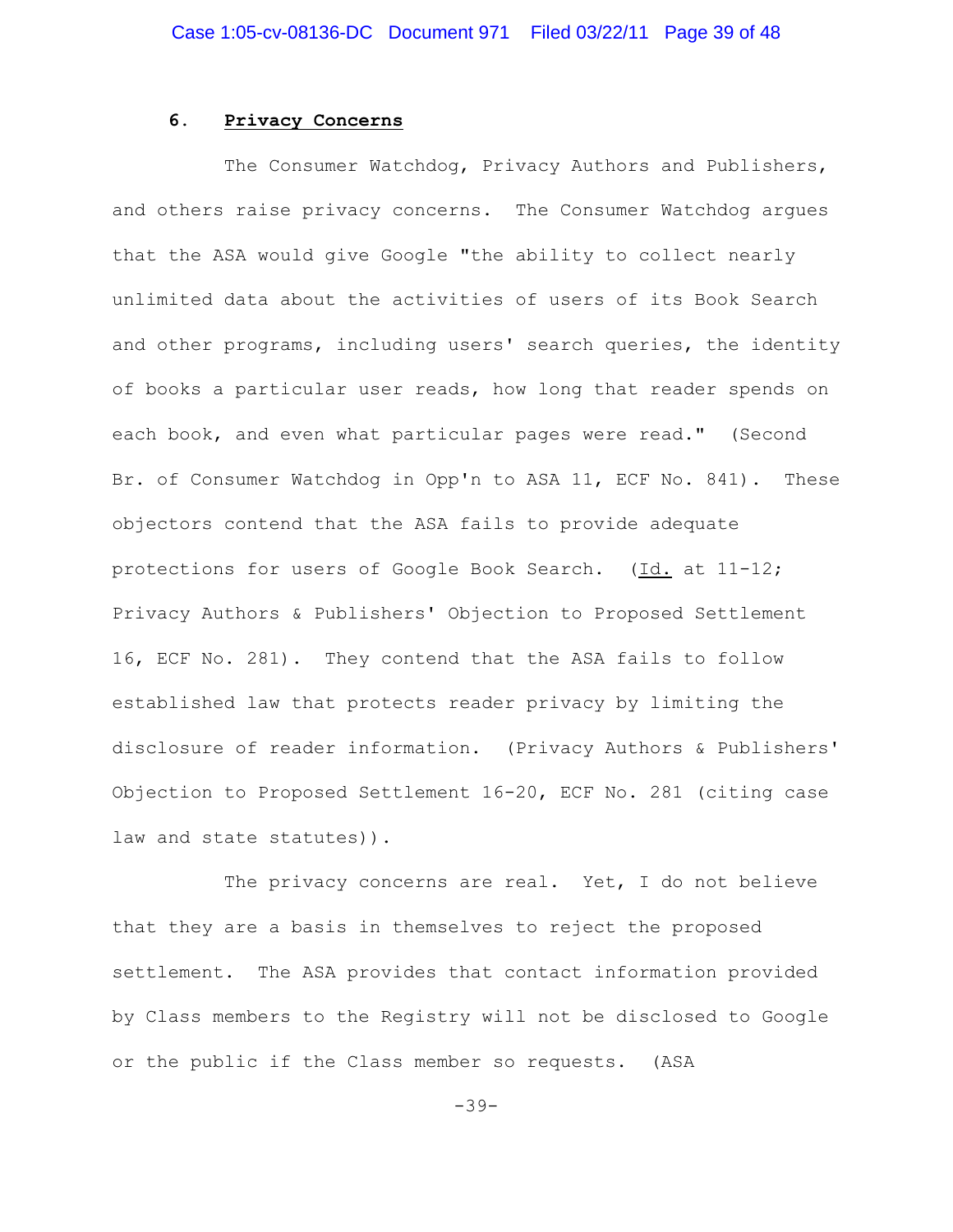### 6. **<u>Privacy Concerns</u>**

The Consumer Watchdog, Privacy Authors and Publishers, and others raise privacy concerns. The Consumer Watchdog argues that the ASA would give Google "the ability to collect nearly unlimited data about the activities of users of its Book Search and other programs, including users' search queries, the identity of books a particular user reads, how long that reader spends on each book, and even what particular pages were read." (Second Br. of Consumer Watchdog in Opp'n to ASA 11, ECF No. 841). These objectors contend that the ASA fails to provide adequate protections for users of Google Book Search. (<u>Id.</u> at 11-12; Privacy Authors & Publishers' Objection to Proposed Settlement 16, ECF No. 281). They contend that the ASA fails to follow established law that protects reader privacy by limiting the disclosure of reader information. (Privacy Authors & Publishers' Objection to Proposed Settlement 16-20, ECF No. 281 (citing case law and state statutes)).

The privacy concerns are real. Yet, I do not believe that they are a basis in themselves to reject the proposed settlement. The ASA provides that contact information provided by Class members to the Registry will not be disclosed to Google or the public if the Class member so requests. (ASA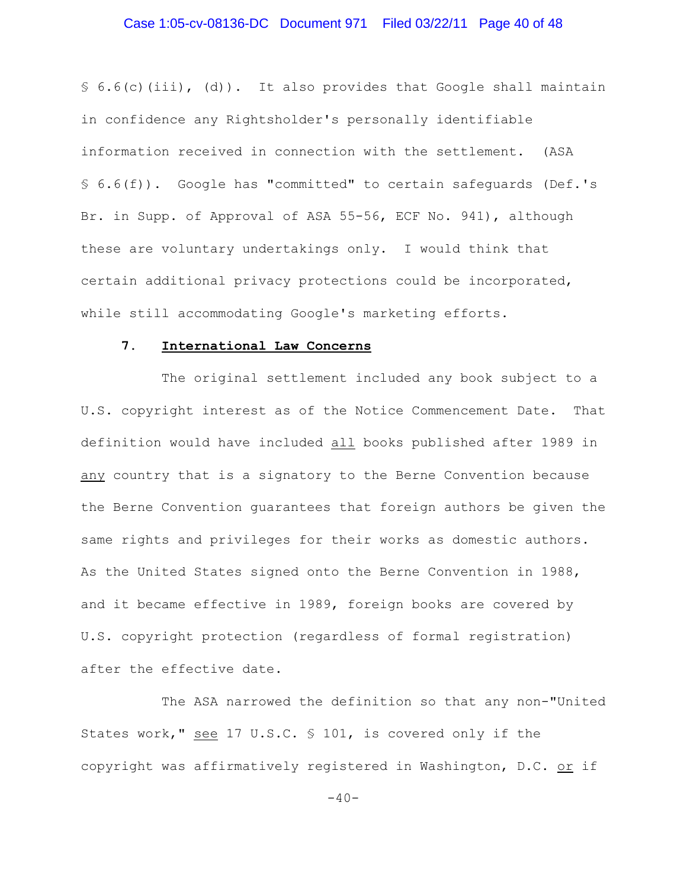§ 6.6(c)(iii), (d)). It also provides that Google shall maintain in confidence any Rightsholder's personally identifiable information received in connection with the settlement. (ASA § 6.6(f)). Google has "committed" to certain safeguards (Def.'s Br. in Supp. of Approval of ASA 55-56, ECF No. 941), although these are voluntary undertakings only. I would think that certain additional privacy protections could be incorporated, while still accommodating Google's marketing efforts.

### 7. International Law Concerns

The original settlement included any book subject to a U.S. copyright interest as of the Notice Commencement Date. That definition would have included all books published after 1989 in any country that is a signatory to the Berne Convention because the Berne Convention guarantees that foreign authors be given the same rights and privileges for their works as domestic authors. As the United States signed onto the Berne Convention in 1988, and it became effective in 1989, foreign books are covered by U.S. copyright protection (regardless of formal registration) after the effective date.

The ASA narrowed the definition so that any non-"United States work," *see* 17 U.S.C. § 101, is covered only if the copyright was affirmatively registered in Washington, D.C. or if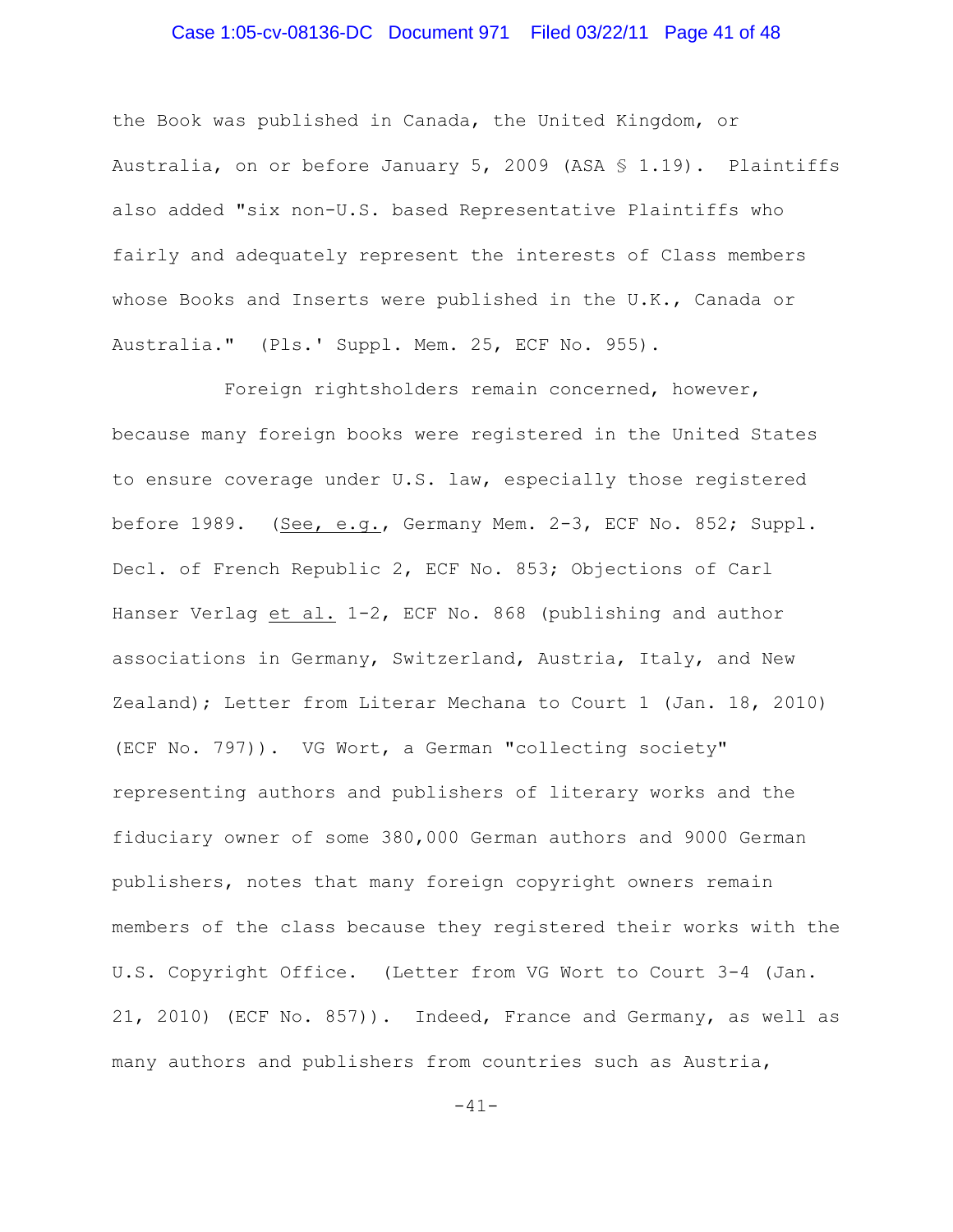the Book was published in Canada, the United Kingdom, or Australia, on or before January 5, 2009 (ASA § 1.19). Plaintiffs also added "six non-U.S. based Representative Plaintiffs who fairly and adequately represent the interests of Class members whose Books and Inserts were published in the U.K., Canada or Australia." (Pls.' Suppl. Mem. 25, ECF No. 955).

Foreign rightsholders remain concerned, however, because many foreign books were registered in the United States to ensure coverage under U.S. law, especially those registered before 1989. (See, e.g., Germany Mem. 2-3, ECF No. 852; Suppl. Decl. of French Republic 2, ECF No. 853; Objections of Carl Hanser Verlag et al. 1-2, ECF No. 868 (publishing and author associations in Germany, Switzerland, Austria, Italy, and New Zealand); Letter from Literar Mechana to Court 1 (Jan. 18, 2010) (ECF No. 797)). VG Wort, a German "collecting society" representing authors and publishers of literary works and the fiduciary owner of some 380,000 German authors and 9000 German publishers, notes that many foreign copyright owners remain members of the class because they registered their works with the U.S. Copyright Office. (Letter from VG Wort to Court 3-4 (Jan. 21, 2010) (ECF No. 857)). Indeed, France and Germany, as well as many authors and publishers from countries such as Austria,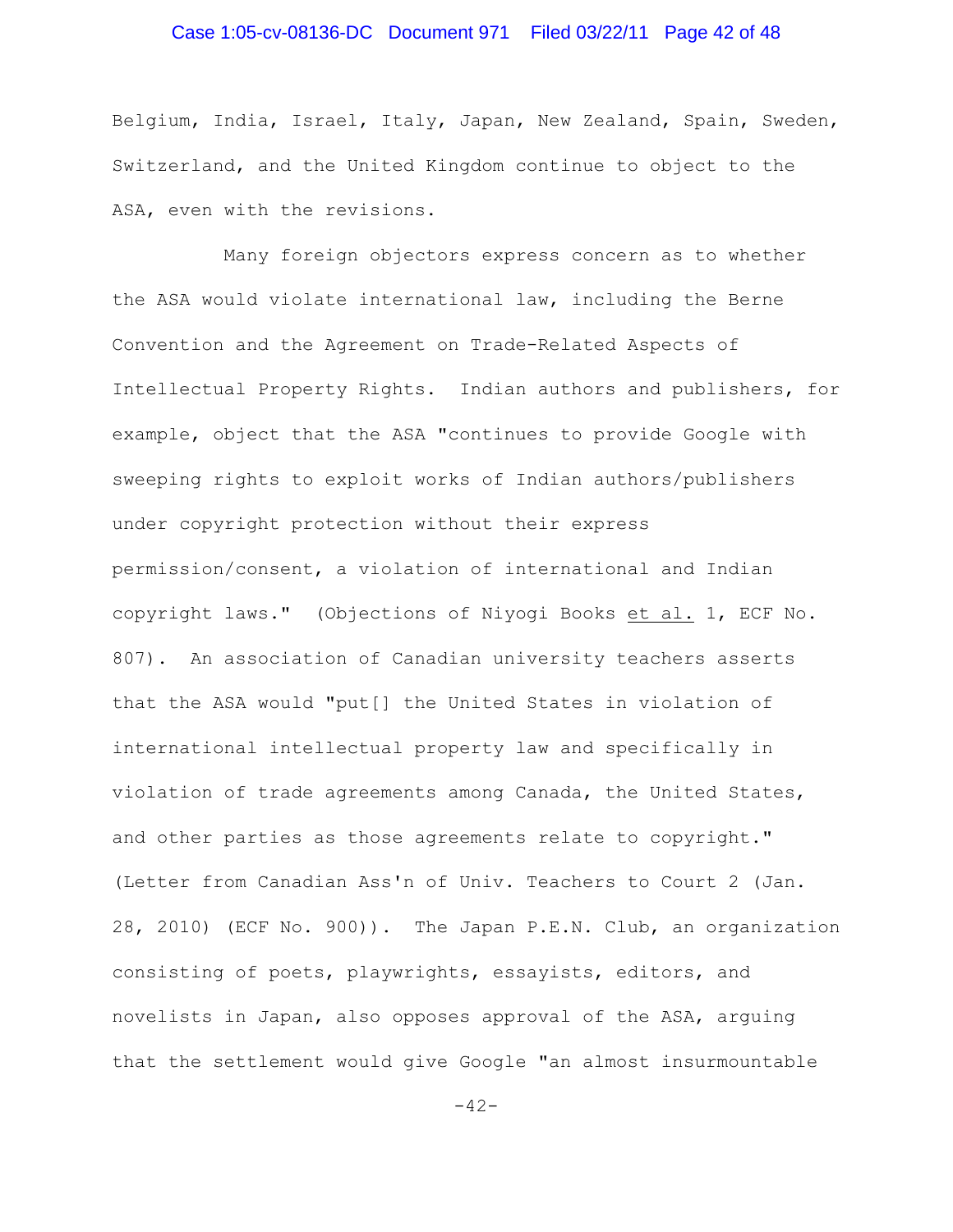Belgium, India, Israel, Italy, Japan, New Zealand, Spain, Sweden, Switzerland, and the United Kingdom continue to object to the ASA, even with the revisions.

Many foreign objectors express concern as to whether the ASA would violate international law, including the Berne Convention and the Agreement on Trade-Related Aspects of Intellectual Property Rights. Indian authors and publishers, for example, object that the ASA "continues to provide Google with sweeping rights to exploit works of Indian authors/publishers under copyright protection without their express permission/consent, a violation of international and Indian copyright laws." (Objections of Niyogi Books et al. 1, ECF No. 807). An association of Canadian university teachers asserts that the ASA would "put[] the United States in violation of international intellectual property law and specifically in violation of trade agreements among Canada, the United States, and other parties as those agreements relate to copyright." (Letter from Canadian Ass'n of Univ. Teachers to Court 2 (Jan. 28, 2010) (ECF No. 900)). The Japan P.E.N. Club, an organization consisting of poets, playwrights, essayists, editors, and novelists in Japan, also opposes approval of the ASA, arguing that the settlement would give Google "an almost insurmountable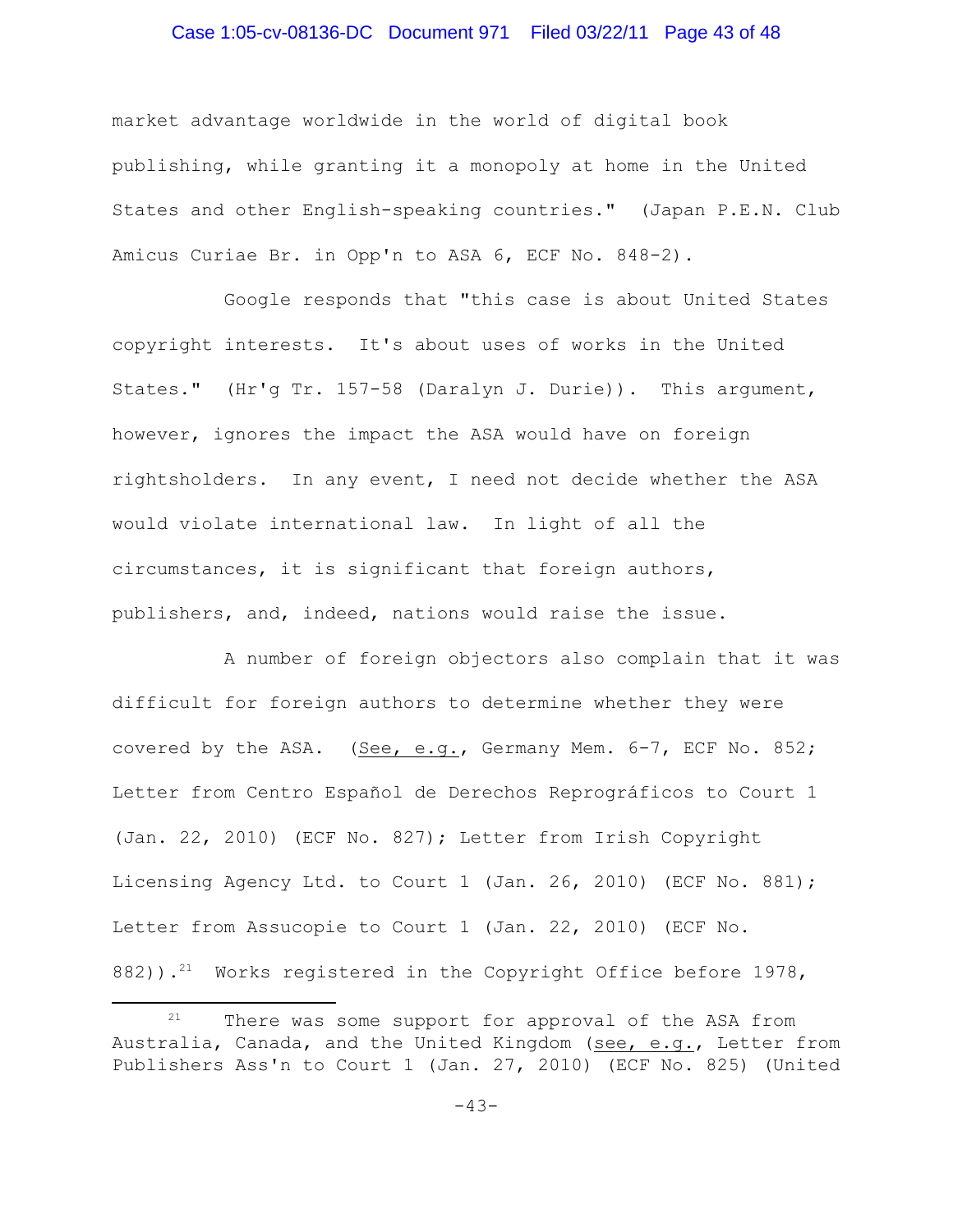market advantage worldwide in the world of digital book publishing, while granting it a monopoly at home in the United States and other English-speaking countries." (Japan P.E.N. Club Amicus Curiae Br. in Opp'n to ASA 6, ECF No. 848-2).

Google responds that "this case is about United States copyright interests. It's about uses of works in the United States." (Hr'g Tr. 157-58 (Daralyn J. Durie)). This argument, however, ignores the impact the ASA would have on foreign rightsholders. In any event, I need not decide whether the ASA would violate international law. In light of all the circumstances, it is significant that foreign authors, publishers, and, indeed, nations would raise the issue.

A number of foreign objectors also complain that it was difficult for foreign authors to determine whether they were covered by the ASA. (See, e.g., Germany Mem. 6-7, ECF No. 852; Letter from Centro Español de Derechos Reprográficos to Court 1 (Jan. 22, 2010) (ECF No. 827); Letter from Irish Copyright Licensing Agency Ltd. to Court 1 (Jan. 26, 2010) (ECF No. 881); Letter from Assucopie to Court 1 (Jan. 22, 2010) (ECF No. 882)).[21] Works registered in the Copyright Office before 1978,

[21] There was some support for approval of the ASA from Australia, Canada, and the United Kingdom (see, e.g., Letter from Publishers Ass'n to Court 1 (Jan. 27, 2010) (ECF No. 825) (United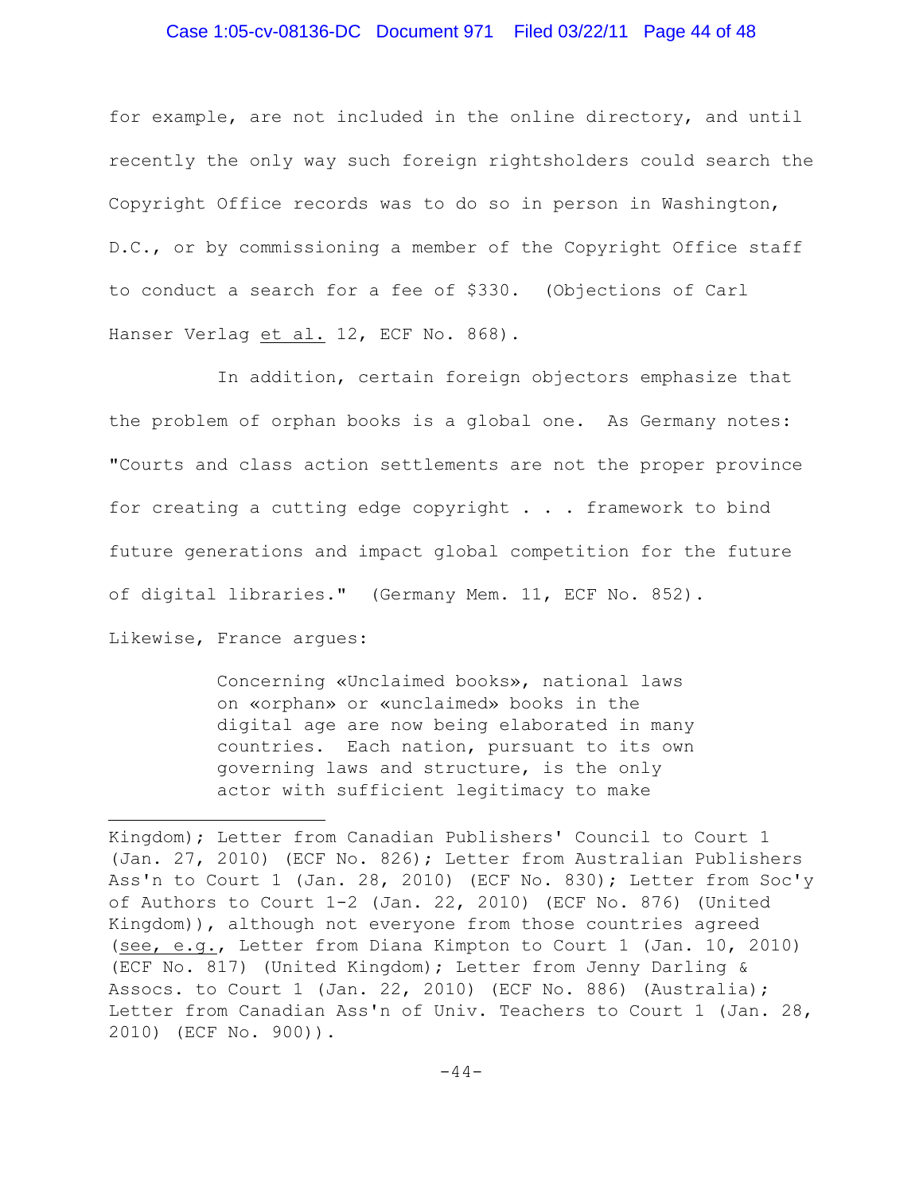for example, are not included in the online directory, and until recently the only way such foreign rightsholders could search the Copyright Office records was to do so in person in Washington, D.C., or by commissioning a member of the Copyright Office staff to conduct a search for a fee of $330. (Objections of Carl Hanser Verlag et al. 12, ECF No. 868).

In addition, certain foreign objectors emphasize that the problem of orphan books is a global one. As Germany notes: "Courts and class action settlements are not the proper province for creating a cutting edge copyright . . . framework to bind future generations and impact global competition for the future of digital libraries." (Germany Mem. 11, ECF No. 852). Likewise, France argues:

> Concerning «Unclaimed books», national laws on «orphan» or «unclaimed» books in the digital age are now being elaborated in many countries. Each nation, pursuant to its own governing laws and structure, is the only actor with sufficient legitimacy to make

---

Kingdom); Letter from Canadian Publishers' Council to Court 1 (Jan. 27, 2010) (ECF No. 826); Letter from Australian Publishers Ass'n to Court 1 (Jan. 28, 2010) (ECF No. 830); Letter from Soc'y of Authors to Court 1-2 (Jan. 22, 2010) (ECF No. 876) (United Kingdom)), although not everyone from those countries agreed (see, e.g., Letter from Diana Kimpton to Court 1 (Jan. 10, 2010) (ECF No. 817) (United Kingdom); Letter from Jenny Darling & Assocs. to Court 1 (Jan. 22, 2010) (ECF No. 886) (Australia); Letter from Canadian Ass'n of Univ. Teachers to Court 1 (Jan. 28, 2010) (ECF No. 900)).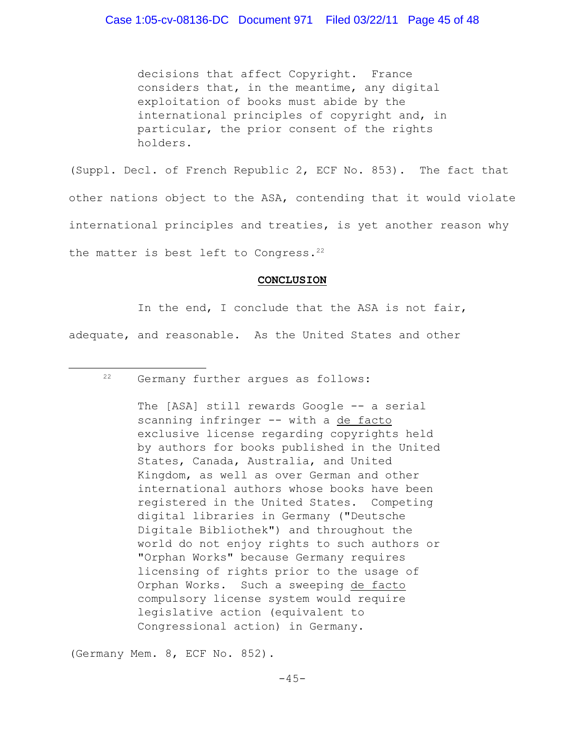> decisions that affect Copyright. France considers that, in the meantime, any digital exploitation of books must abide by the international principles of copyright and, in particular, the prior consent of the rights holders.

(Suppl. Decl. of French Republic 2, ECF No. 853). The fact that other nations object to the ASA, contending that it would violate international principles and treaties, is yet another reason why the matter is best left to Congress.[22]

**CONCLUSION**

In the end, I conclude that the ASA is not fair, adequate, and reasonable. As the United States and other

---

[22] Germany further argues as follows:

> The [ASA] still rewards Google -- a serial scanning infringer -- with a de facto exclusive license regarding copyrights held by authors for books published in the United States, Canada, Australia, and United Kingdom, as well as over German and other international authors whose books have been registered in the United States. Competing digital libraries in Germany ("Deutsche Digitale Bibliothek") and throughout the world do not enjoy rights to such authors or "Orphan Works" because Germany requires licensing of rights prior to the usage of Orphan Works. Such a sweeping de facto compulsory license system would require legislative action (equivalent to Congressional action) in Germany.

(Germany Mem. 8, ECF No. 852).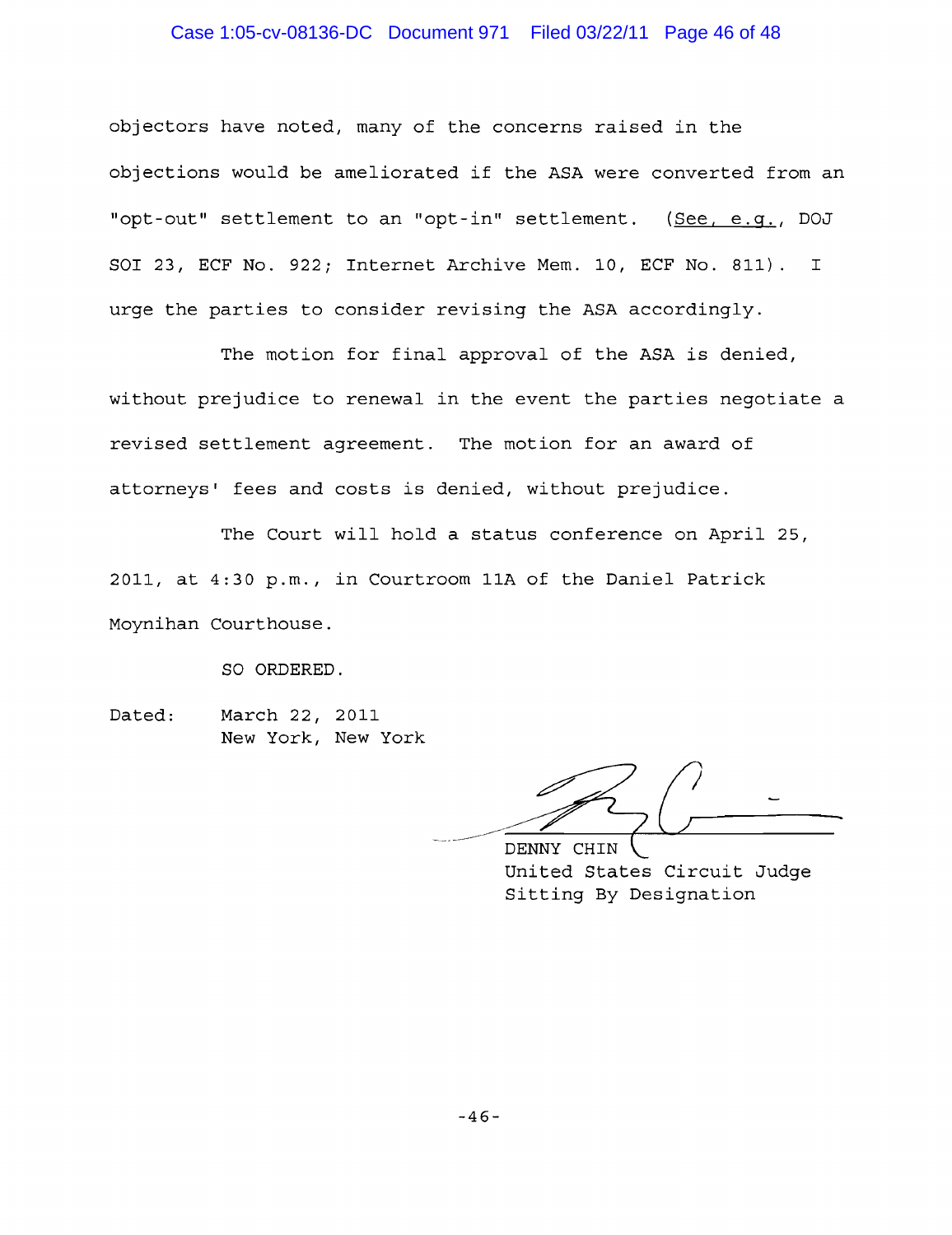objectors have noted, many of the concerns raised in the objections would be ameliorated if the ASA were converted from an "opt-out" settlement to an "opt-in" settlement. (See, e.g., DOJ SOI 23, ECF No. 922; Internet Archive Mem. 10, ECF No. 811). I urge the parties to consider revising the ASA accordingly.

The motion for final approval of the ASA is denied, without prejudice to renewal in the event the parties negotiate a revised settlement agreement. The motion for an award of attorneys' fees and costs is denied, without prejudice.

The Court will hold a status conference on April 25, 2011, at 4:30 p.m., in Courtroom 11A of the Daniel Patrick Moynihan Courthouse.

SO ORDERED.

Dated: March 22, 2011
New York, New York

DENNY CHIN
United States Circuit Judge
Sitting By Designation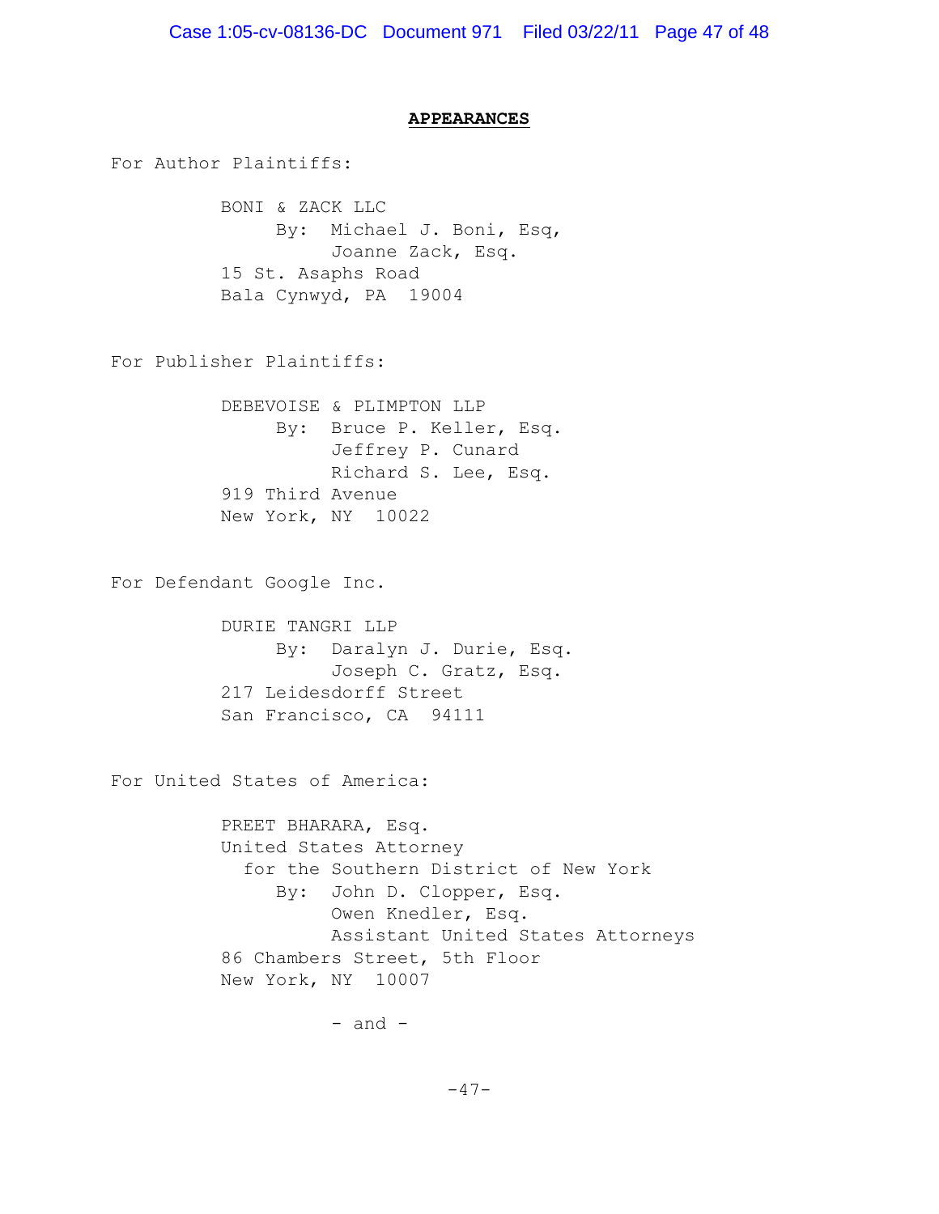**APPEARANCES**

For Author Plaintiffs:

BONI & ZACK LLC
By: Michael J. Boni, Esq,
Joanne Zack, Esq.
15 St. Asaphs Road
Bala Cynwyd, PA 19004

For Publisher Plaintiffs:

DEBEVOISE & PLIMPTON LLP
By: Bruce P. Keller, Esq.
Jeffrey P. Cunard
Richard S. Lee, Esq.
919 Third Avenue
New York, NY 10022

For Defendant Google Inc.

DURIE TANGRI LLP
By: Daralyn J. Durie, Esq.
Joseph C. Gratz, Esq.
217 Leidesdorff Street
San Francisco, CA 94111

For United States of America:

PREET BHARARA, Esq.
United States Attorney
for the Southern District of New York
By: John D. Clopper, Esq.
Owen Knedler, Esq.
Assistant United States Attorneys
86 Chambers Street, 5th Floor
New York, NY 10007

- and -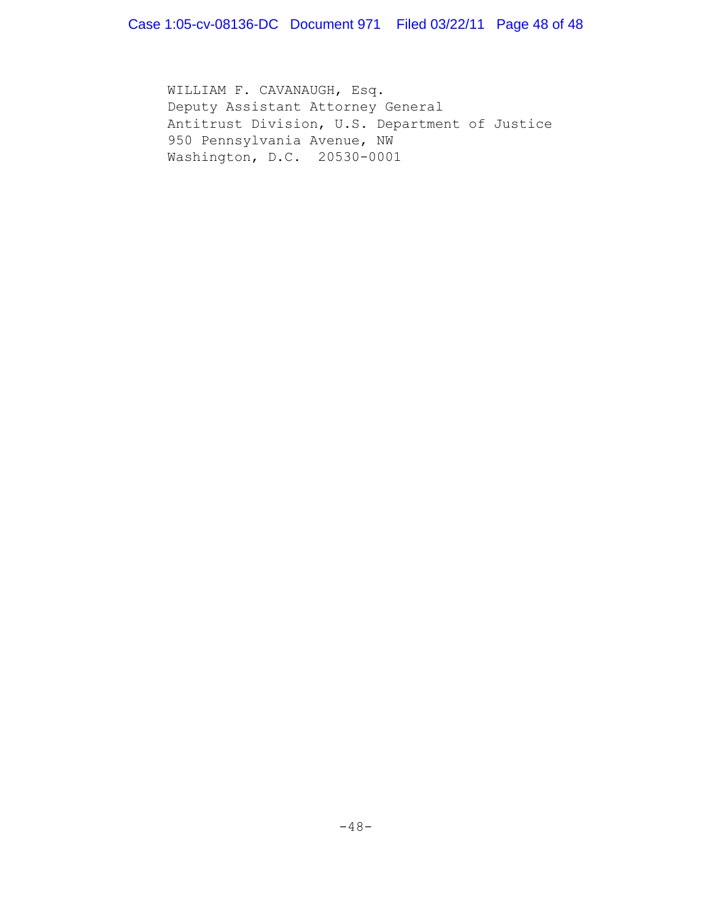WILLIAM F. CAVANAUGH, Esq.
Deputy Assistant Attorney General
Antitrust Division, U.S. Department of Justice
950 Pennsylvania Avenue, NW
Washington, D.C. 20530-0001